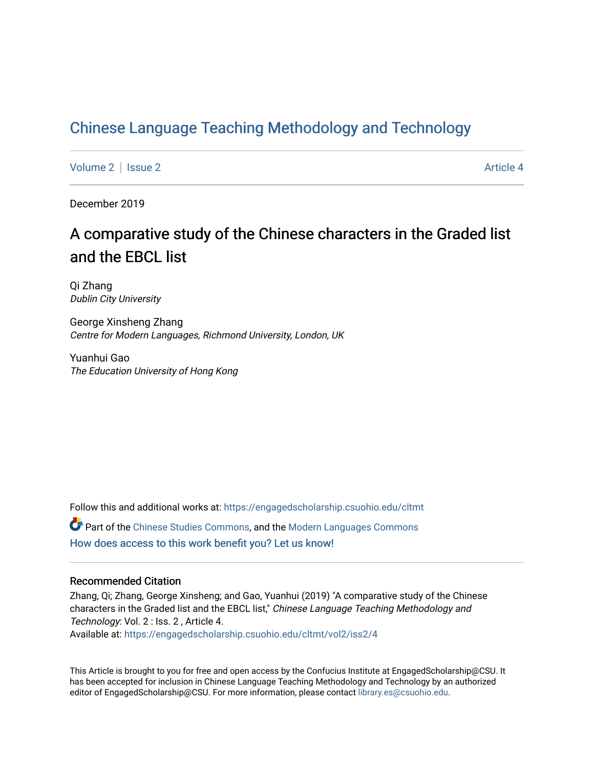# Chinese Language Teaching Methodology and Technology

Volume 2 | Issue 2 Article 4

December 2019

## A comparative study of the Chinese characters in the Graded list and the EBCL list

Qi Zhang
*Dublin City University*

George Xinsheng Zhang
*Centre for Modern Languages, Richmond University, London, UK*

Yuanhui Gao
*The Education University of Hong Kong*

Follow this and additional works at: https://engagedscholarship.csuohio.edu/cltmt

Part of the Chinese Studies Commons, and the Modern Languages Commons

How does access to this work benefit you? Let us know!

### Recommended Citation

Zhang, Qi; Zhang, George Xinsheng; and Gao, Yuanhui (2019) "A comparative study of the Chinese characters in the Graded list and the EBCL list," *Chinese Language Teaching Methodology and Technology*: Vol. 2 : Iss. 2 , Article 4.
Available at: https://engagedscholarship.csuohio.edu/cltmt/vol2/iss2/4

This Article is brought to you for free and open access by the Confucius Institute at EngagedScholarship@CSU. It has been accepted for inclusion in Chinese Language Teaching Methodology and Technology by an authorized editor of EngagedScholarship@CSU. For more information, please contact library.es@csuohio.edu.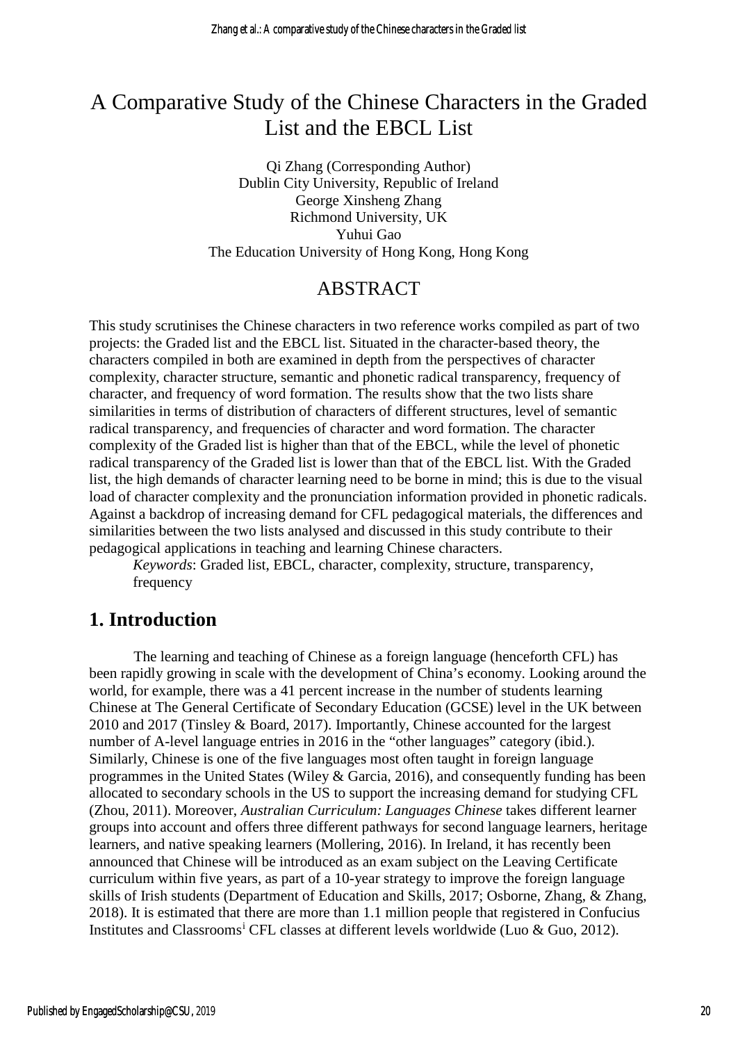# A Comparative Study of the Chinese Characters in the Graded List and the EBCL List

Qi Zhang (Corresponding Author)
Dublin City University, Republic of Ireland
George Xinsheng Zhang
Richmond University, UK
Yuhui Gao
The Education University of Hong Kong, Hong Kong

## ABSTRACT

This study scrutinises the Chinese characters in two reference works compiled as part of two projects: the Graded list and the EBCL list. Situated in the character-based theory, the characters compiled in both are examined in depth from the perspectives of character complexity, character structure, semantic and phonetic radical transparency, frequency of character, and frequency of word formation. The results show that the two lists share similarities in terms of distribution of characters of different structures, level of semantic radical transparency, and frequencies of character and word formation. The character complexity of the Graded list is higher than that of the EBCL, while the level of phonetic radical transparency of the Graded list is lower than that of the EBCL list. With the Graded list, the high demands of character learning need to be borne in mind; this is due to the visual load of character complexity and the pronunciation information provided in phonetic radicals. Against a backdrop of increasing demand for CFL pedagogical materials, the differences and similarities between the two lists analysed and discussed in this study contribute to their pedagogical applications in teaching and learning Chinese characters.

*Keywords*: Graded list, EBCL, character, complexity, structure, transparency, frequency

## 1. Introduction

The learning and teaching of Chinese as a foreign language (henceforth CFL) has been rapidly growing in scale with the development of China's economy. Looking around the world, for example, there was a 41 percent increase in the number of students learning Chinese at The General Certificate of Secondary Education (GCSE) level in the UK between 2010 and 2017 (Tinsley & Board, 2017). Importantly, Chinese accounted for the largest number of A-level language entries in 2016 in the "other languages" category (ibid.). Similarly, Chinese is one of the five languages most often taught in foreign language programmes in the United States (Wiley & Garcia, 2016), and consequently funding has been allocated to secondary schools in the US to support the increasing demand for studying CFL (Zhou, 2011). Moreover, *Australian Curriculum: Languages Chinese* takes different learner groups into account and offers three different pathways for second language learners, heritage learners, and native speaking learners (Mollering, 2016). In Ireland, it has recently been announced that Chinese will be introduced as an exam subject on the Leaving Certificate curriculum within five years, as part of a 10-year strategy to improve the foreign language skills of Irish students (Department of Education and Skills, 2017; Osborne, Zhang, & Zhang, 2018). It is estimated that there are more than 1.1 million people that registered in Confucius Institutes and Classrooms[i] CFL classes at different levels worldwide (Luo & Guo, 2012).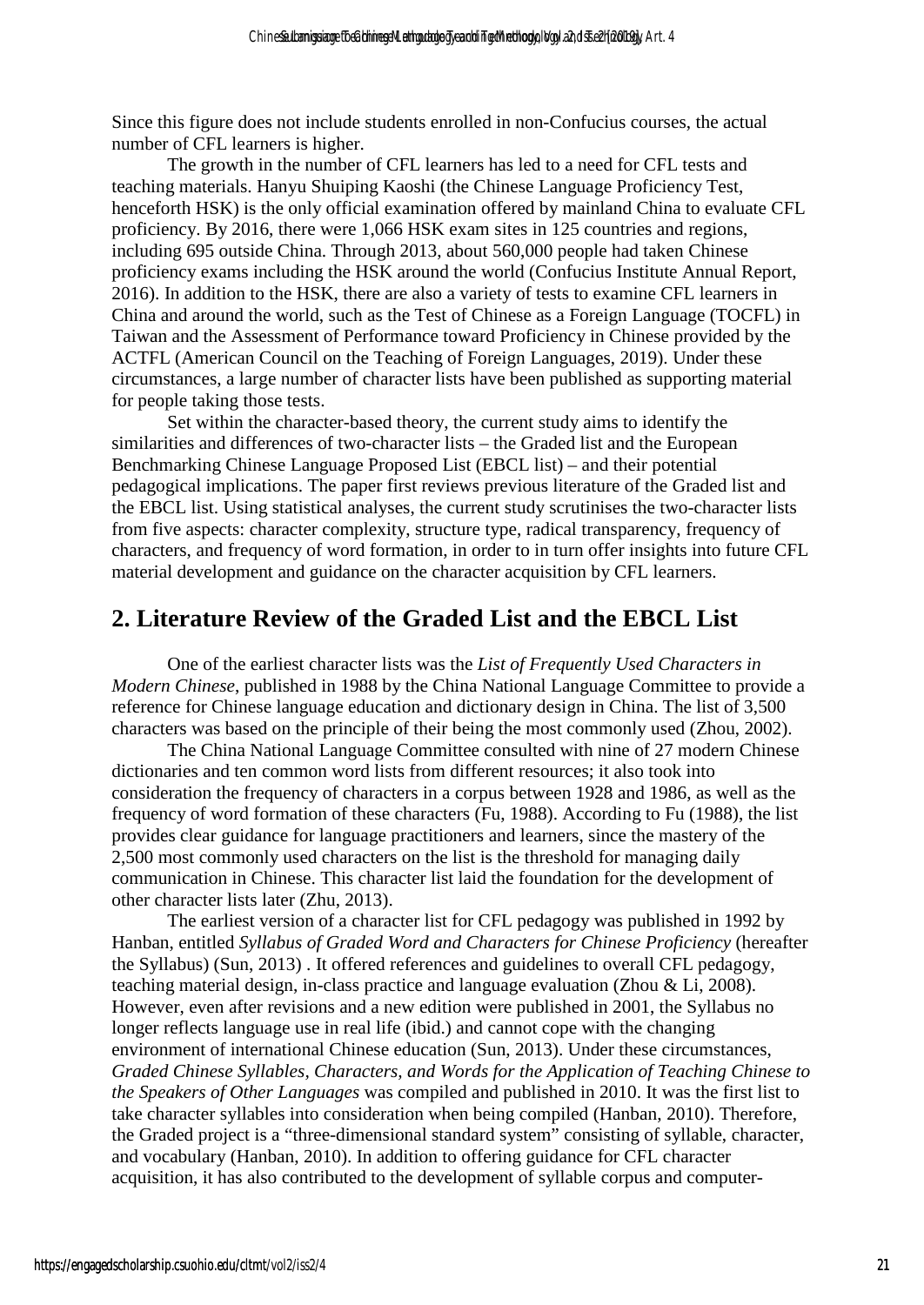Since this figure does not include students enrolled in non-Confucius courses, the actual number of CFL learners is higher.

The growth in the number of CFL learners has led to a need for CFL tests and teaching materials. Hanyu Shuiping Kaoshi (the Chinese Language Proficiency Test, henceforth HSK) is the only official examination offered by mainland China to evaluate CFL proficiency. By 2016, there were 1,066 HSK exam sites in 125 countries and regions, including 695 outside China. Through 2013, about 560,000 people had taken Chinese proficiency exams including the HSK around the world (Confucius Institute Annual Report, 2016). In addition to the HSK, there are also a variety of tests to examine CFL learners in China and around the world, such as the Test of Chinese as a Foreign Language (TOCFL) in Taiwan and the Assessment of Performance toward Proficiency in Chinese provided by the ACTFL (American Council on the Teaching of Foreign Languages, 2019). Under these circumstances, a large number of character lists have been published as supporting material for people taking those tests.

Set within the character-based theory, the current study aims to identify the similarities and differences of two-character lists – the Graded list and the European Benchmarking Chinese Language Proposed List (EBCL list) – and their potential pedagogical implications. The paper first reviews previous literature of the Graded list and the EBCL list. Using statistical analyses, the current study scrutinises the two-character lists from five aspects: character complexity, structure type, radical transparency, frequency of characters, and frequency of word formation, in order to in turn offer insights into future CFL material development and guidance on the character acquisition by CFL learners.

## 2. Literature Review of the Graded List and the EBCL List

One of the earliest character lists was the *List of Frequently Used Characters in Modern Chinese*, published in 1988 by the China National Language Committee to provide a reference for Chinese language education and dictionary design in China. The list of 3,500 characters was based on the principle of their being the most commonly used (Zhou, 2002).

The China National Language Committee consulted with nine of 27 modern Chinese dictionaries and ten common word lists from different resources; it also took into consideration the frequency of characters in a corpus between 1928 and 1986, as well as the frequency of word formation of these characters (Fu, 1988). According to Fu (1988), the list provides clear guidance for language practitioners and learners, since the mastery of the 2,500 most commonly used characters on the list is the threshold for managing daily communication in Chinese. This character list laid the foundation for the development of other character lists later (Zhu, 2013).

The earliest version of a character list for CFL pedagogy was published in 1992 by Hanban, entitled *Syllabus of Graded Word and Characters for Chinese Proficiency* (hereafter the Syllabus) (Sun, 2013) . It offered references and guidelines to overall CFL pedagogy, teaching material design, in-class practice and language evaluation (Zhou & Li, 2008). However, even after revisions and a new edition were published in 2001, the Syllabus no longer reflects language use in real life (ibid.) and cannot cope with the changing environment of international Chinese education (Sun, 2013). Under these circumstances, *Graded Chinese Syllables, Characters, and Words for the Application of Teaching Chinese to the Speakers of Other Languages* was compiled and published in 2010. It was the first list to take character syllables into consideration when being compiled (Hanban, 2010). Therefore, the Graded project is a "three-dimensional standard system" consisting of syllable, character, and vocabulary (Hanban, 2010). In addition to offering guidance for CFL character acquisition, it has also contributed to the development of syllable corpus and computer-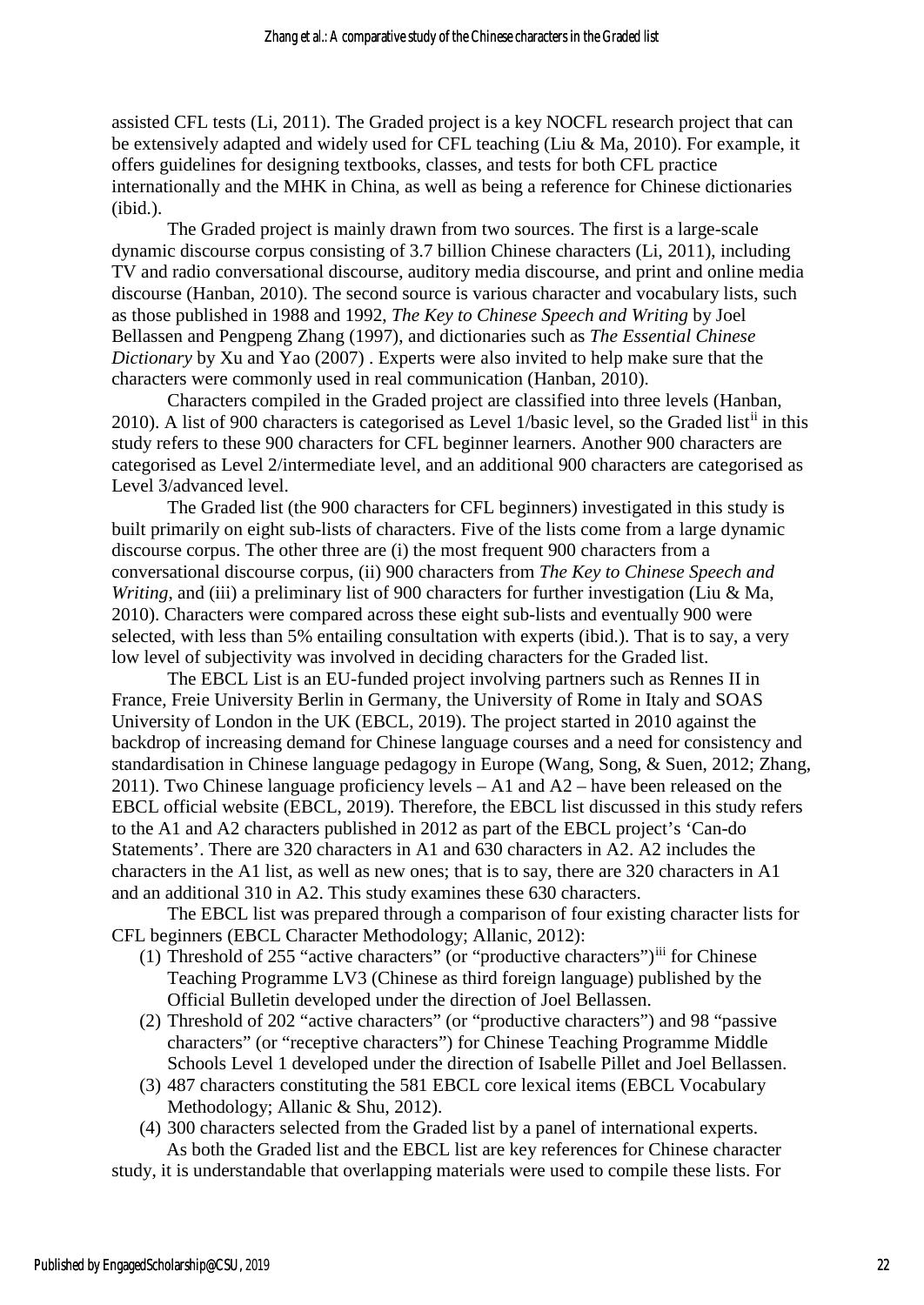assisted CFL tests (Li, 2011). The Graded project is a key NOCFL research project that can be extensively adapted and widely used for CFL teaching (Liu & Ma, 2010). For example, it offers guidelines for designing textbooks, classes, and tests for both CFL practice internationally and the MHK in China, as well as being a reference for Chinese dictionaries (ibid.).

The Graded project is mainly drawn from two sources. The first is a large-scale dynamic discourse corpus consisting of 3.7 billion Chinese characters (Li, 2011), including TV and radio conversational discourse, auditory media discourse, and print and online media discourse (Hanban, 2010). The second source is various character and vocabulary lists, such as those published in 1988 and 1992, *The Key to Chinese Speech and Writing* by Joel Bellassen and Pengpeng Zhang (1997), and dictionaries such as *The Essential Chinese Dictionary* by Xu and Yao (2007) . Experts were also invited to help make sure that the characters were commonly used in real communication (Hanban, 2010).

Characters compiled in the Graded project are classified into three levels (Hanban, 2010). A list of 900 characters is categorised as Level 1/basic level, so the Graded list[ii] in this study refers to these 900 characters for CFL beginner learners. Another 900 characters are categorised as Level 2/intermediate level, and an additional 900 characters are categorised as Level 3/advanced level.

The Graded list (the 900 characters for CFL beginners) investigated in this study is built primarily on eight sub-lists of characters. Five of the lists come from a large dynamic discourse corpus. The other three are (i) the most frequent 900 characters from a conversational discourse corpus, (ii) 900 characters from *The Key to Chinese Speech and Writing*, and (iii) a preliminary list of 900 characters for further investigation (Liu & Ma, 2010). Characters were compared across these eight sub-lists and eventually 900 were selected, with less than 5% entailing consultation with experts (ibid.). That is to say, a very low level of subjectivity was involved in deciding characters for the Graded list.

The EBCL List is an EU-funded project involving partners such as Rennes II in France, Freie University Berlin in Germany, the University of Rome in Italy and SOAS University of London in the UK (EBCL, 2019). The project started in 2010 against the backdrop of increasing demand for Chinese language courses and a need for consistency and standardisation in Chinese language pedagogy in Europe (Wang, Song, & Suen, 2012; Zhang, 2011). Two Chinese language proficiency levels – A1 and A2 – have been released on the EBCL official website (EBCL, 2019). Therefore, the EBCL list discussed in this study refers to the A1 and A2 characters published in 2012 as part of the EBCL project's 'Can-do Statements'. There are 320 characters in A1 and 630 characters in A2. A2 includes the characters in the A1 list, as well as new ones; that is to say, there are 320 characters in A1 and an additional 310 in A2. This study examines these 630 characters.

The EBCL list was prepared through a comparison of four existing character lists for CFL beginners (EBCL Character Methodology; Allanic, 2012):

1. Threshold of 255 "active characters" (or "productive characters")[iii] for Chinese Teaching Programme LV3 (Chinese as third foreign language) published by the Official Bulletin developed under the direction of Joel Bellassen.
2. Threshold of 202 "active characters" (or "productive characters") and 98 "passive characters" (or "receptive characters") for Chinese Teaching Programme Middle Schools Level 1 developed under the direction of Isabelle Pillet and Joel Bellassen.
3. 487 characters constituting the 581 EBCL core lexical items (EBCL Vocabulary Methodology; Allanic & Shu, 2012).
4. 300 characters selected from the Graded list by a panel of international experts.

As both the Graded list and the EBCL list are key references for Chinese character study, it is understandable that overlapping materials were used to compile these lists. For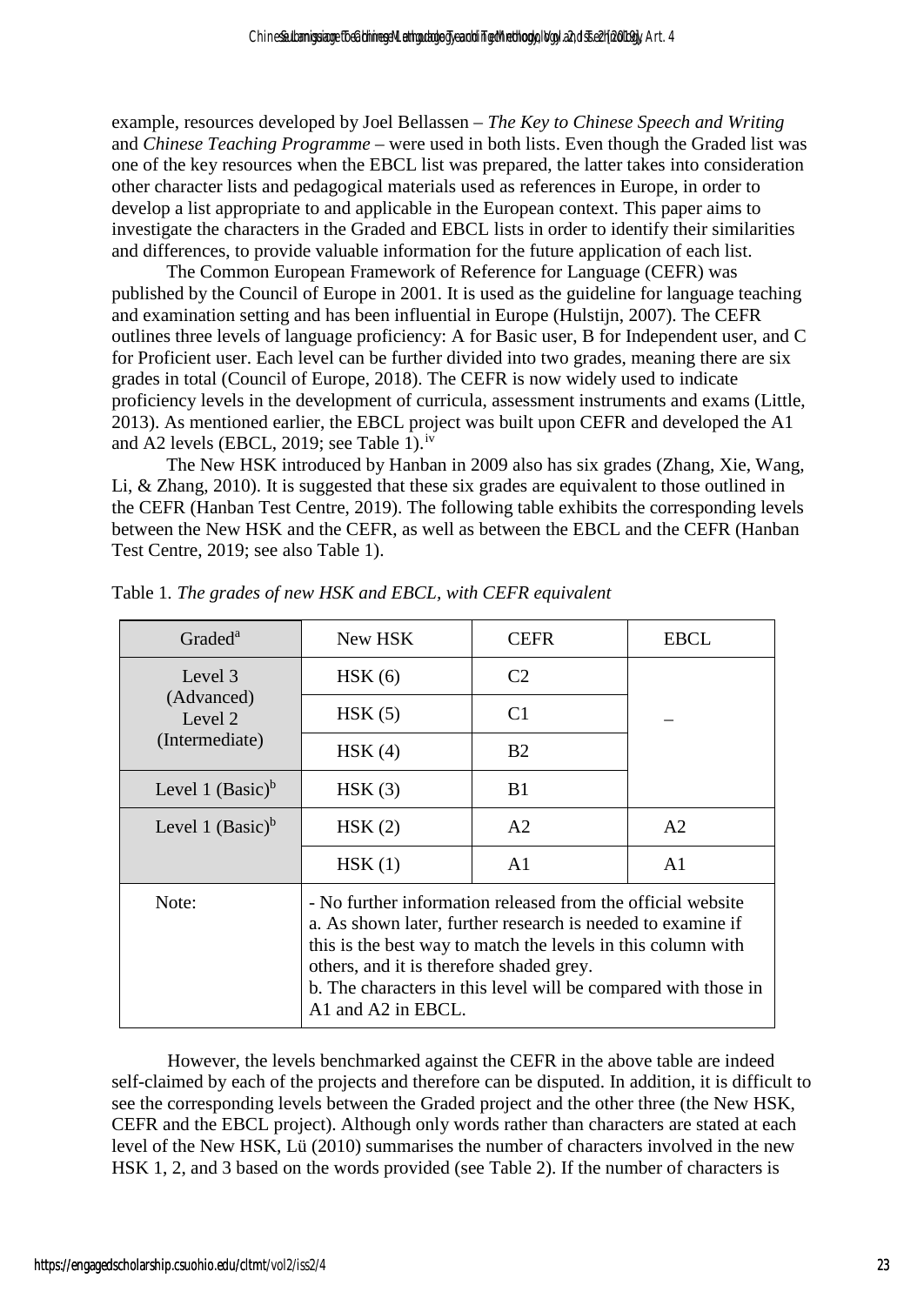example, resources developed by Joel Bellassen – *The Key to Chinese Speech and Writing* and *Chinese Teaching Programme* – were used in both lists. Even though the Graded list was one of the key resources when the EBCL list was prepared, the latter takes into consideration other character lists and pedagogical materials used as references in Europe, in order to develop a list appropriate to and applicable in the European context. This paper aims to investigate the characters in the Graded and EBCL lists in order to identify their similarities and differences, to provide valuable information for the future application of each list.

The Common European Framework of Reference for Language (CEFR) was published by the Council of Europe in 2001. It is used as the guideline for language teaching and examination setting and has been influential in Europe (Hulstijn, 2007). The CEFR outlines three levels of language proficiency: A for Basic user, B for Independent user, and C for Proficient user. Each level can be further divided into two grades, meaning there are six grades in total (Council of Europe, 2018). The CEFR is now widely used to indicate proficiency levels in the development of curricula, assessment instruments and exams (Little, 2013). As mentioned earlier, the EBCL project was built upon CEFR and developed the A1 and A2 levels (EBCL, 2019; see Table 1).[iv]

The New HSK introduced by Hanban in 2009 also has six grades (Zhang, Xie, Wang, Li, & Zhang, 2010). It is suggested that these six grades are equivalent to those outlined in the CEFR (Hanban Test Centre, 2019). The following table exhibits the corresponding levels between the New HSK and the CEFR, as well as between the EBCL and the CEFR (Hanban Test Centre, 2019; see also Table 1).

Table 1. *The grades of new HSK and EBCL, with CEFR equivalent*

| Graded[a] | New HSK | CEFR | EBCL |
|---|---|---|---|
| Level 3 (Advanced) Level 2 (Intermediate) | HSK (6) | C2 | – |
| | HSK (5) | C1 | |
| | HSK (4) | B2 | |
| Level 1 (Basic)[b] | HSK (3) | B1 | |
| Level 1 (Basic)[b] | HSK (2) | A2 | A2 |
| | HSK (1) | A1 | A1 |
| Note: | - No further information released from the official website<br>a. As shown later, further research is needed to examine if this is the best way to match the levels in this column with others, and it is therefore shaded grey.<br>b. The characters in this level will be compared with those in A1 and A2 in EBCL. | | |

However, the levels benchmarked against the CEFR in the above table are indeed self-claimed by each of the projects and therefore can be disputed. In addition, it is difficult to see the corresponding levels between the Graded project and the other three (the New HSK, CEFR and the EBCL project). Although only words rather than characters are stated at each level of the New HSK, Lü (2010) summarises the number of characters involved in the new HSK 1, 2, and 3 based on the words provided (see Table 2). If the number of characters is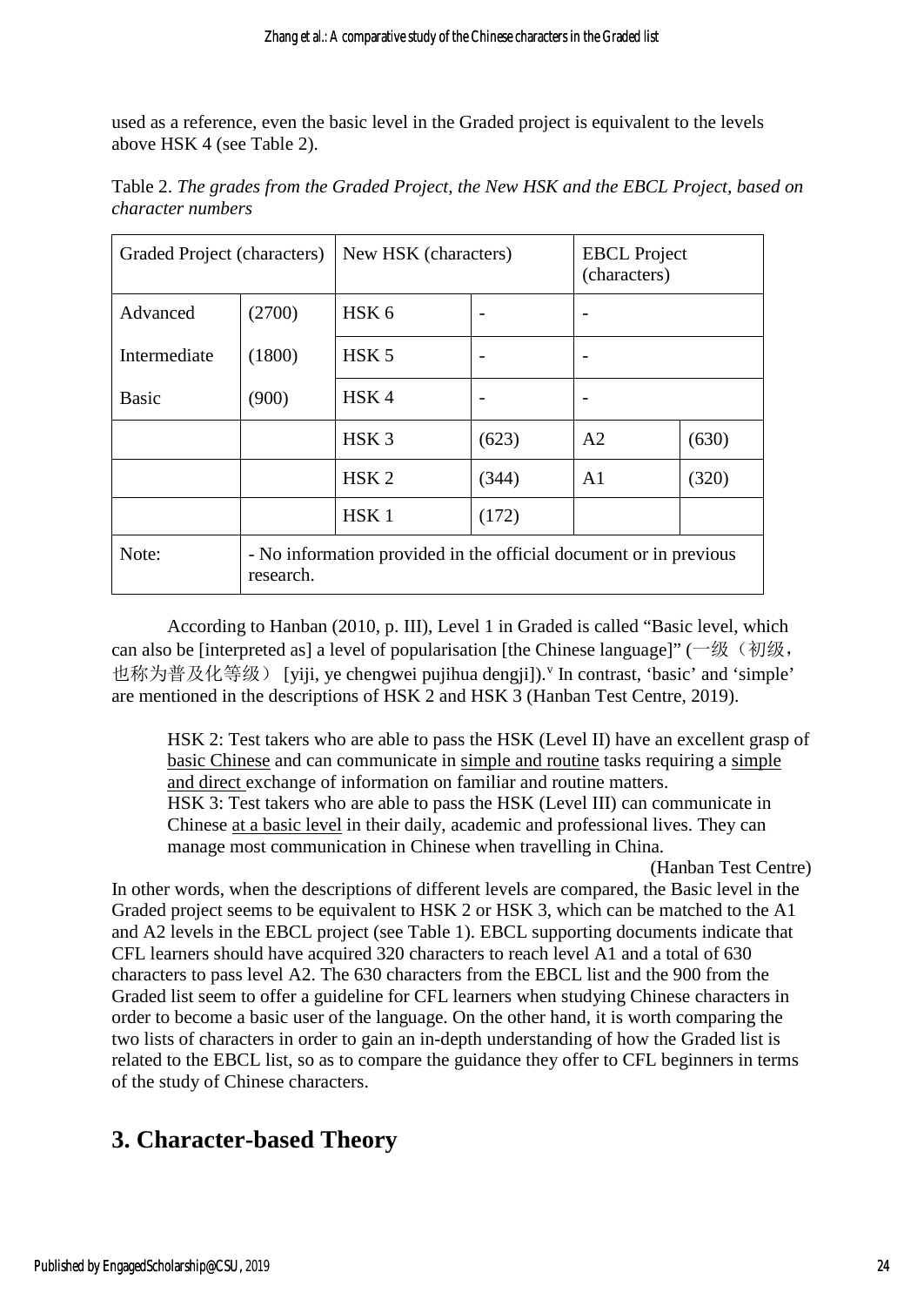used as a reference, even the basic level in the Graded project is equivalent to the levels above HSK 4 (see Table 2).

Table 2. *The grades from the Graded Project, the New HSK and the EBCL Project, based on character numbers*

| Graded Project (characters) | | New HSK (characters) | | EBCL Project (characters) | |
|---|---|---|---|---|---|
| Advanced | (2700) | HSK 6 | - | - | |
| Intermediate | (1800) | HSK 5 | - | - | |
| Basic | (900) | HSK 4 | - | - | |
| | | HSK 3 | (623) | A2 | (630) |
| | | HSK 2 | (344) | A1 | (320) |
| | | HSK 1 | (172) | | |
| Note: | - No information provided in the official document or in previous research. | | | | |

According to Hanban (2010, p. III), Level 1 in Graded is called "Basic level, which can also be [interpreted as] a level of popularisation [the Chinese language]" (一级（初级，也称为普及化等级） [yiji, ye chengwei pujihua dengji]).[v] In contrast, 'basic' and 'simple' are mentioned in the descriptions of HSK 2 and HSK 3 (Hanban Test Centre, 2019).

> HSK 2: Test takers who are able to pass the HSK (Level II) have an excellent grasp of basic Chinese and can communicate in simple and routine tasks requiring a simple and direct exchange of information on familiar and routine matters.
> HSK 3: Test takers who are able to pass the HSK (Level III) can communicate in Chinese at a basic level in their daily, academic and professional lives. They can manage most communication in Chinese when travelling in China.
>
> (Hanban Test Centre)

In other words, when the descriptions of different levels are compared, the Basic level in the Graded project seems to be equivalent to HSK 2 or HSK 3, which can be matched to the A1 and A2 levels in the EBCL project (see Table 1). EBCL supporting documents indicate that CFL learners should have acquired 320 characters to reach level A1 and a total of 630 characters to pass level A2. The 630 characters from the EBCL list and the 900 from the Graded list seem to offer a guideline for CFL learners when studying Chinese characters in order to become a basic user of the language. On the other hand, it is worth comparing the two lists of characters in order to gain an in-depth understanding of how the Graded list is related to the EBCL list, so as to compare the guidance they offer to CFL beginners in terms of the study of Chinese characters.

## 3. Character-based Theory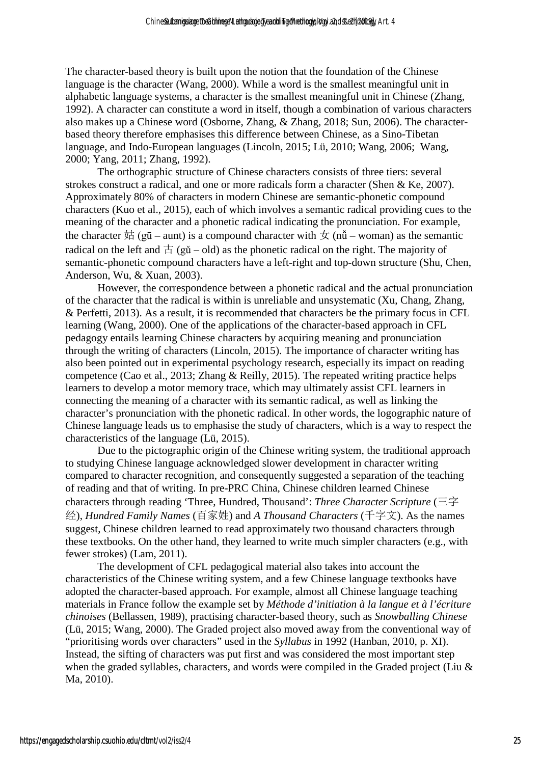The character-based theory is built upon the notion that the foundation of the Chinese language is the character (Wang, 2000). While a word is the smallest meaningful unit in alphabetic language systems, a character is the smallest meaningful unit in Chinese (Zhang, 1992). A character can constitute a word in itself, though a combination of various characters also makes up a Chinese word (Osborne, Zhang, & Zhang, 2018; Sun, 2006). The character-based theory therefore emphasises this difference between Chinese, as a Sino-Tibetan language, and Indo-European languages (Lincoln, 2015; Lü, 2010; Wang, 2006; Wang, 2000; Yang, 2011; Zhang, 1992).

The orthographic structure of Chinese characters consists of three tiers: several strokes construct a radical, and one or more radicals form a character (Shen & Ke, 2007). Approximately 80% of characters in modern Chinese are semantic-phonetic compound characters (Kuo et al., 2015), each of which involves a semantic radical providing cues to the meaning of the character and a phonetic radical indicating the pronunciation. For example, the character 姑 (gū – aunt) is a compound character with 女 (nǚ – woman) as the semantic radical on the left and 古 (gǔ – old) as the phonetic radical on the right. The majority of semantic-phonetic compound characters have a left-right and top-down structure (Shu, Chen, Anderson, Wu, & Xuan, 2003).

However, the correspondence between a phonetic radical and the actual pronunciation of the character that the radical is within is unreliable and unsystematic (Xu, Chang, Zhang, & Perfetti, 2013). As a result, it is recommended that characters be the primary focus in CFL learning (Wang, 2000). One of the applications of the character-based approach in CFL pedagogy entails learning Chinese characters by acquiring meaning and pronunciation through the writing of characters (Lincoln, 2015). The importance of character writing has also been pointed out in experimental psychology research, especially its impact on reading competence (Cao et al., 2013; Zhang & Reilly, 2015). The repeated writing practice helps learners to develop a motor memory trace, which may ultimately assist CFL learners in connecting the meaning of a character with its semantic radical, as well as linking the character's pronunciation with the phonetic radical. In other words, the logographic nature of Chinese language leads us to emphasise the study of characters, which is a way to respect the characteristics of the language (Lü, 2015).

Due to the pictographic origin of the Chinese writing system, the traditional approach to studying Chinese language acknowledged slower development in character writing compared to character recognition, and consequently suggested a separation of the teaching of reading and that of writing. In pre-PRC China, Chinese children learned Chinese characters through reading 'Three, Hundred, Thousand': *Three Character Scripture* (三字经), *Hundred Family Names* (百家姓) and *A Thousand Characters* (千字文). As the names suggest, Chinese children learned to read approximately two thousand characters through these textbooks. On the other hand, they learned to write much simpler characters (e.g., with fewer strokes) (Lam, 2011).

The development of CFL pedagogical material also takes into account the characteristics of the Chinese writing system, and a few Chinese language textbooks have adopted the character-based approach. For example, almost all Chinese language teaching materials in France follow the example set by *Méthode d'initiation à la langue et à l'écriture chinoises* (Bellassen, 1989), practising character-based theory, such as *Snowballing Chinese* (Lü, 2015; Wang, 2000). The Graded project also moved away from the conventional way of "prioritising words over characters" used in the *Syllabus* in 1992 (Hanban, 2010, p. XI). Instead, the sifting of characters was put first and was considered the most important step when the graded syllables, characters, and words were compiled in the Graded project (Liu & Ma, 2010).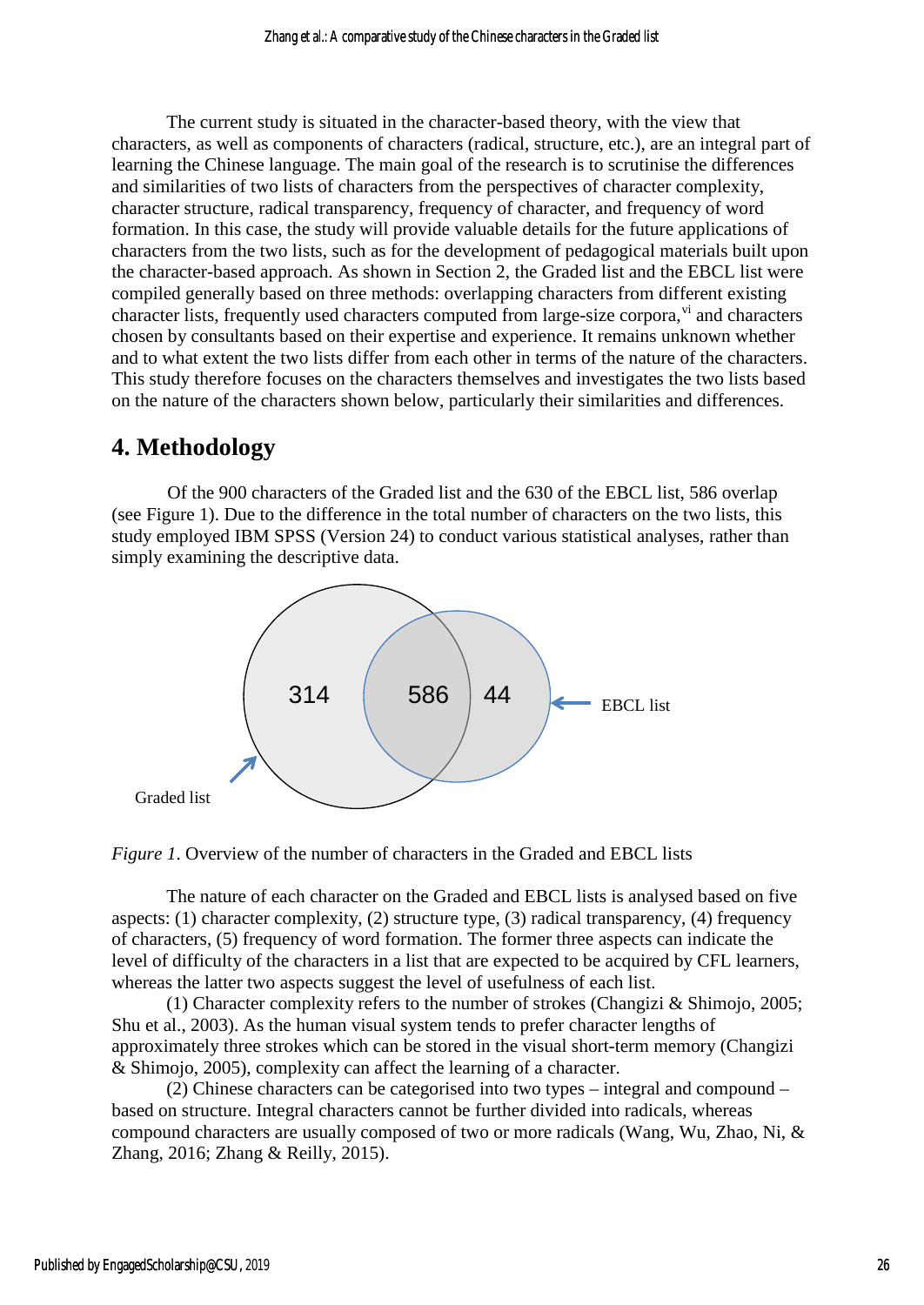The current study is situated in the character-based theory, with the view that characters, as well as components of characters (radical, structure, etc.), are an integral part of learning the Chinese language. The main goal of the research is to scrutinise the differences and similarities of two lists of characters from the perspectives of character complexity, character structure, radical transparency, frequency of character, and frequency of word formation. In this case, the study will provide valuable details for the future applications of characters from the two lists, such as for the development of pedagogical materials built upon the character-based approach. As shown in Section 2, the Graded list and the EBCL list were compiled generally based on three methods: overlapping characters from different existing character lists, frequently used characters computed from large-size corpora,[vi] and characters chosen by consultants based on their expertise and experience. It remains unknown whether and to what extent the two lists differ from each other in terms of the nature of the characters. This study therefore focuses on the characters themselves and investigates the two lists based on the nature of the characters shown below, particularly their similarities and differences.

## 4. Methodology

Of the 900 characters of the Graded list and the 630 of the EBCL list, 586 overlap (see Figure 1). Due to the difference in the total number of characters on the two lists, this study employed IBM SPSS (Version 24) to conduct various statistical analyses, rather than simply examining the descriptive data.

314 586 44

EBCL list

Graded list

*Figure 1*. Overview of the number of characters in the Graded and EBCL lists

The nature of each character on the Graded and EBCL lists is analysed based on five aspects: (1) character complexity, (2) structure type, (3) radical transparency, (4) frequency of characters, (5) frequency of word formation. The former three aspects can indicate the level of difficulty of the characters in a list that are expected to be acquired by CFL learners, whereas the latter two aspects suggest the level of usefulness of each list.

(1) Character complexity refers to the number of strokes (Changizi & Shimojo, 2005; Shu et al., 2003). As the human visual system tends to prefer character lengths of approximately three strokes which can be stored in the visual short-term memory (Changizi & Shimojo, 2005), complexity can affect the learning of a character.

(2) Chinese characters can be categorised into two types – integral and compound – based on structure. Integral characters cannot be further divided into radicals, whereas compound characters are usually composed of two or more radicals (Wang, Wu, Zhao, Ni, & Zhang, 2016; Zhang & Reilly, 2015).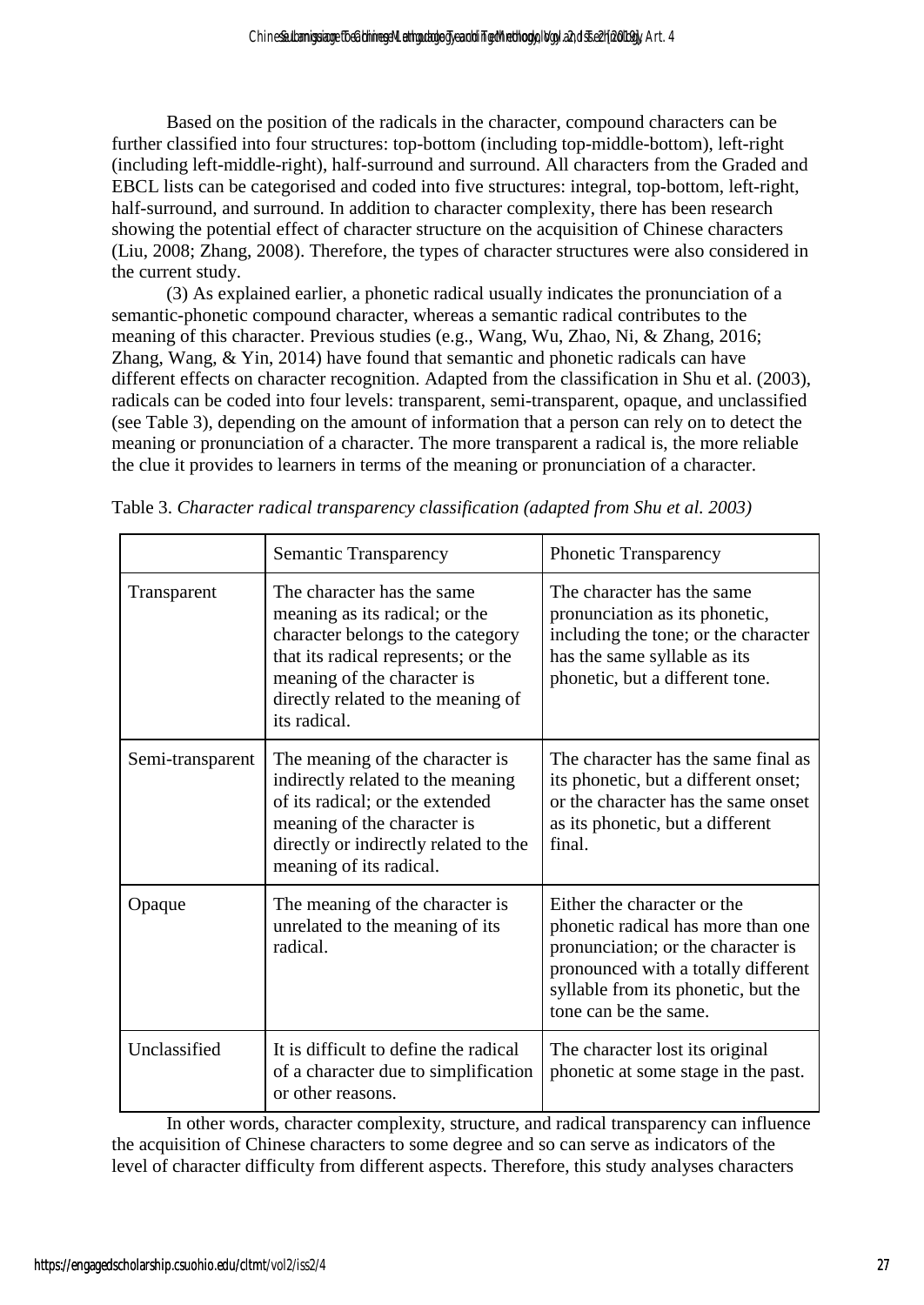Based on the position of the radicals in the character, compound characters can be further classified into four structures: top-bottom (including top-middle-bottom), left-right (including left-middle-right), half-surround and surround. All characters from the Graded and EBCL lists can be categorised and coded into five structures: integral, top-bottom, left-right, half-surround, and surround. In addition to character complexity, there has been research showing the potential effect of character structure on the acquisition of Chinese characters (Liu, 2008; Zhang, 2008). Therefore, the types of character structures were also considered in the current study.

(3) As explained earlier, a phonetic radical usually indicates the pronunciation of a semantic-phonetic compound character, whereas a semantic radical contributes to the meaning of this character. Previous studies (e.g., Wang, Wu, Zhao, Ni, & Zhang, 2016; Zhang, Wang, & Yin, 2014) have found that semantic and phonetic radicals can have different effects on character recognition. Adapted from the classification in Shu et al. (2003), radicals can be coded into four levels: transparent, semi-transparent, opaque, and unclassified (see Table 3), depending on the amount of information that a person can rely on to detect the meaning or pronunciation of a character. The more transparent a radical is, the more reliable the clue it provides to learners in terms of the meaning or pronunciation of a character.

Table 3. *Character radical transparency classification (adapted from Shu et al. 2003)*

| | Semantic Transparency | Phonetic Transparency |
|---|---|---|
| Transparent | The character has the same meaning as its radical; or the character belongs to the category that its radical represents; or the meaning of the character is directly related to the meaning of its radical. | The character has the same pronunciation as its phonetic, including the tone; or the character has the same syllable as its phonetic, but a different tone. |
| Semi-transparent | The meaning of the character is indirectly related to the meaning of its radical; or the extended meaning of the character is directly or indirectly related to the meaning of its radical. | The character has the same final as its phonetic, but a different onset; or the character has the same onset as its phonetic, but a different final. |
| Opaque | The meaning of the character is unrelated to the meaning of its radical. | Either the character or the phonetic radical has more than one pronunciation; or the character is pronounced with a totally different syllable from its phonetic, but the tone can be the same. |
| Unclassified | It is difficult to define the radical of a character due to simplification or other reasons. | The character lost its original phonetic at some stage in the past. |

In other words, character complexity, structure, and radical transparency can influence the acquisition of Chinese characters to some degree and so can serve as indicators of the level of character difficulty from different aspects. Therefore, this study analyses characters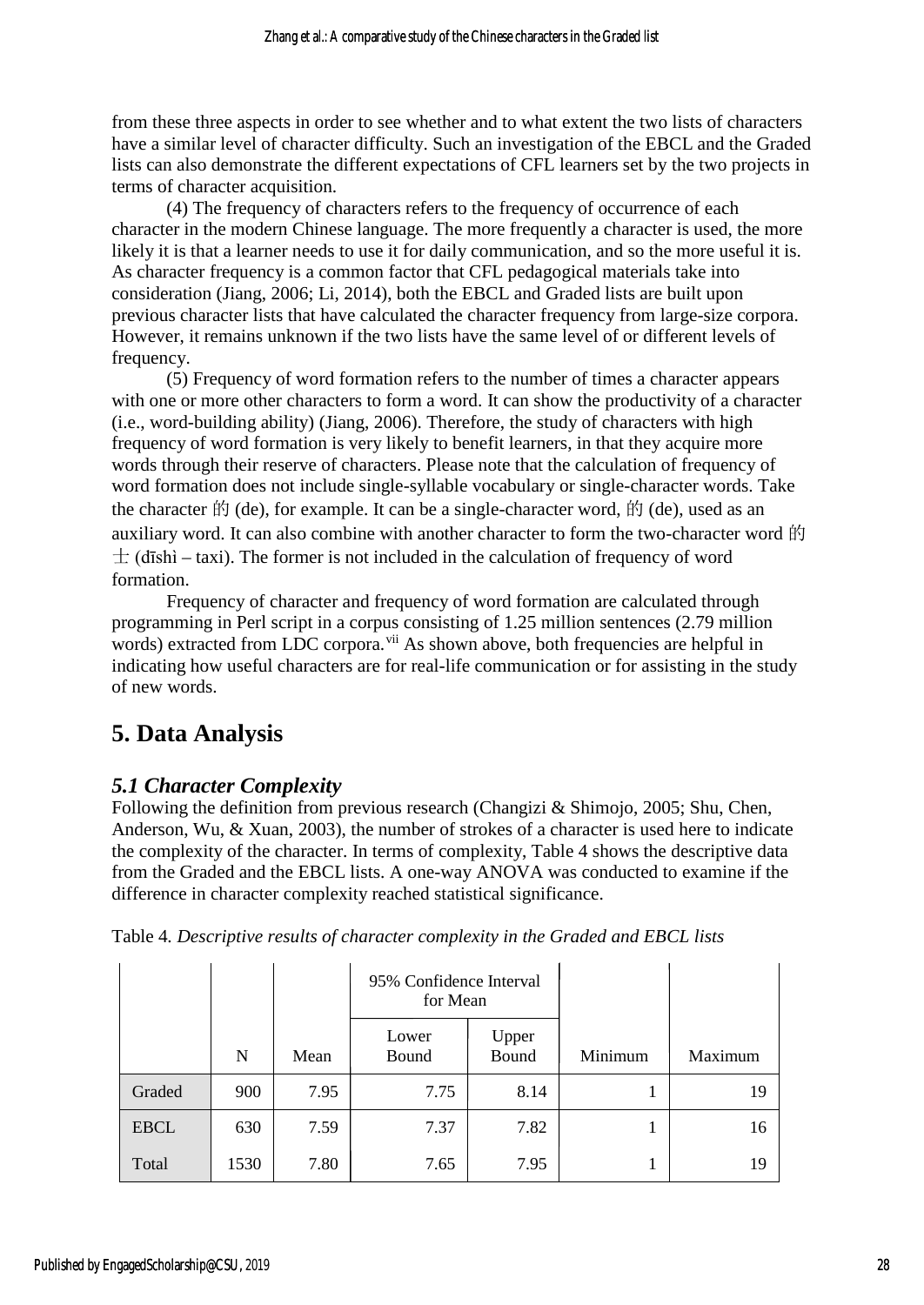from these three aspects in order to see whether and to what extent the two lists of characters have a similar level of character difficulty. Such an investigation of the EBCL and the Graded lists can also demonstrate the different expectations of CFL learners set by the two projects in terms of character acquisition.

(4) The frequency of characters refers to the frequency of occurrence of each character in the modern Chinese language. The more frequently a character is used, the more likely it is that a learner needs to use it for daily communication, and so the more useful it is. As character frequency is a common factor that CFL pedagogical materials take into consideration (Jiang, 2006; Li, 2014), both the EBCL and Graded lists are built upon previous character lists that have calculated the character frequency from large-size corpora. However, it remains unknown if the two lists have the same level of or different levels of frequency.

(5) Frequency of word formation refers to the number of times a character appears with one or more other characters to form a word. It can show the productivity of a character (i.e., word-building ability) (Jiang, 2006). Therefore, the study of characters with high frequency of word formation is very likely to benefit learners, in that they acquire more words through their reserve of characters. Please note that the calculation of frequency of word formation does not include single-syllable vocabulary or single-character words. Take the character 的 (de), for example. It can be a single-character word, 的 (de), used as an auxiliary word. It can also combine with another character to form the two-character word 的士 (dīshì – taxi). The former is not included in the calculation of frequency of word formation.

Frequency of character and frequency of word formation are calculated through programming in Perl script in a corpus consisting of 1.25 million sentences (2.79 million words) extracted from LDC corpora.[vii] As shown above, both frequencies are helpful in indicating how useful characters are for real-life communication or for assisting in the study of new words.

## 5. Data Analysis

### *5.1 Character Complexity*

Following the definition from previous research (Changizi & Shimojo, 2005; Shu, Chen, Anderson, Wu, & Xuan, 2003), the number of strokes of a character is used here to indicate the complexity of the character. In terms of complexity, Table 4 shows the descriptive data from the Graded and the EBCL lists. A one-way ANOVA was conducted to examine if the difference in character complexity reached statistical significance.

Table 4. *Descriptive results of character complexity in the Graded and EBCL lists*

| | | | 95% Confidence Interval for Mean | | | |
|---|---|---|---|---|---|---|
| | N | Mean | Lower Bound | Upper Bound | Minimum | Maximum |
| Graded | 900 | 7.95 | 7.75 | 8.14 | 1 | 19 |
| EBCL | 630 | 7.59 | 7.37 | 7.82 | 1 | 16 |
| Total | 1530 | 7.80 | 7.65 | 7.95 | 1 | 19 |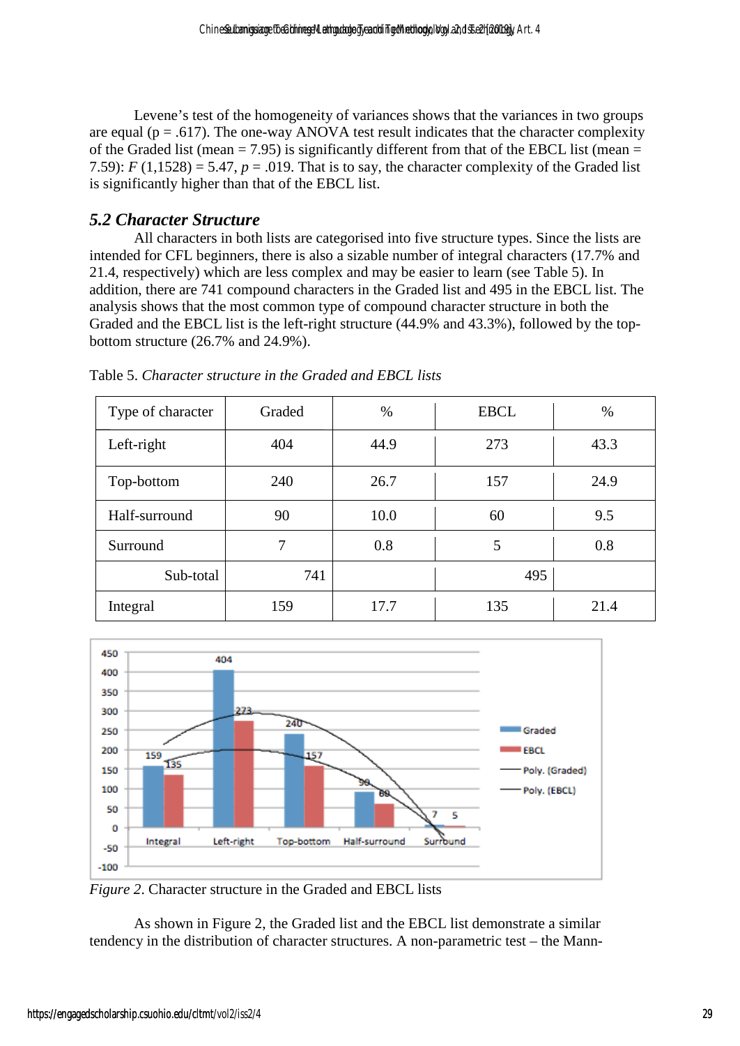Levene's test of the homogeneity of variances shows that the variances in two groups are equal (p = .617). The one-way ANOVA test result indicates that the character complexity of the Graded list (mean = 7.95) is significantly different from that of the EBCL list (mean = 7.59): $F$ (1,1528) = 5.47, $p$ = .019. That is to say, the character complexity of the Graded list is significantly higher than that of the EBCL list.

### *5.2 Character Structure*

All characters in both lists are categorised into five structure types. Since the lists are intended for CFL beginners, there is also a sizable number of integral characters (17.7% and 21.4, respectively) which are less complex and may be easier to learn (see Table 5). In addition, there are 741 compound characters in the Graded list and 495 in the EBCL list. The analysis shows that the most common type of compound character structure in both the Graded and the EBCL list is the left-right structure (44.9% and 43.3%), followed by the top-bottom structure (26.7% and 24.9%).

Table 5. *Character structure in the Graded and EBCL lists*

| Type of character | Graded | % | EBCL | % |
|---|---|---|---|---|
| Left-right | 404 | 44.9 | 273 | 43.3 |
| Top-bottom | 240 | 26.7 | 157 | 24.9 |
| Half-surround | 90 | 10.0 | 60 | 9.5 |
| Surround | 7 | 0.8 | 5 | 0.8 |
| Sub-total | 741 | | 495 | |
| Integral | 159 | 17.7 | 135 | 21.4 |

*Figure 2*. Character structure in the Graded and EBCL lists

As shown in Figure 2, the Graded list and the EBCL list demonstrate a similar tendency in the distribution of character structures. A non-parametric test – the Mann-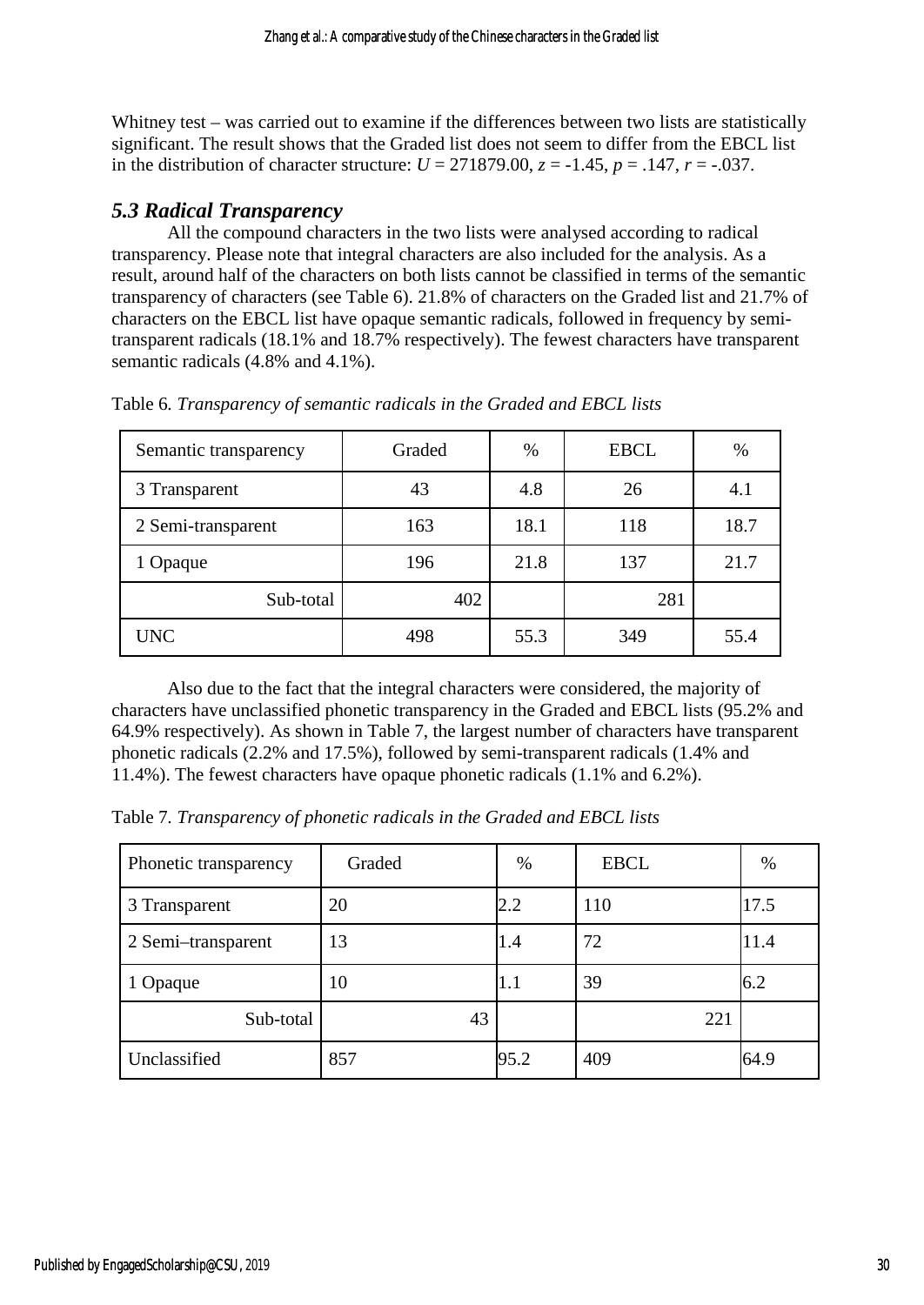Whitney test – was carried out to examine if the differences between two lists are statistically significant. The result shows that the Graded list does not seem to differ from the EBCL list in the distribution of character structure: $U$ = 271879.00, $z$ = -1.45, $p$ = .147, $r$ = -.037.

### *5.3 Radical Transparency*

All the compound characters in the two lists were analysed according to radical transparency. Please note that integral characters are also included for the analysis. As a result, around half of the characters on both lists cannot be classified in terms of the semantic transparency of characters (see Table 6). 21.8% of characters on the Graded list and 21.7% of characters on the EBCL list have opaque semantic radicals, followed in frequency by semi-transparent radicals (18.1% and 18.7% respectively). The fewest characters have transparent semantic radicals (4.8% and 4.1%).

Table 6. *Transparency of semantic radicals in the Graded and EBCL lists*

| Semantic transparency | Graded | % | EBCL | % |
|---|---|---|---|---|
| 3 Transparent | 43 | 4.8 | 26 | 4.1 |
| 2 Semi-transparent | 163 | 18.1 | 118 | 18.7 |
| 1 Opaque | 196 | 21.8 | 137 | 21.7 |
| Sub-total | 402 | | 281 | |
| UNC | 498 | 55.3 | 349 | 55.4 |

Also due to the fact that the integral characters were considered, the majority of characters have unclassified phonetic transparency in the Graded and EBCL lists (95.2% and 64.9% respectively). As shown in Table 7, the largest number of characters have transparent phonetic radicals (2.2% and 17.5%), followed by semi-transparent radicals (1.4% and 11.4%). The fewest characters have opaque phonetic radicals (1.1% and 6.2%).

Table 7. *Transparency of phonetic radicals in the Graded and EBCL lists*

| Phonetic transparency | Graded | % | EBCL | % |
|---|---|---|---|---|
| 3 Transparent | 20 | 2.2 | 110 | 17.5 |
| 2 Semi–transparent | 13 | 1.4 | 72 | 11.4 |
| 1 Opaque | 10 | 1.1 | 39 | 6.2 |
| Sub-total | 43 | | 221 | |
| Unclassified | 857 | 95.2 | 409 | 64.9 |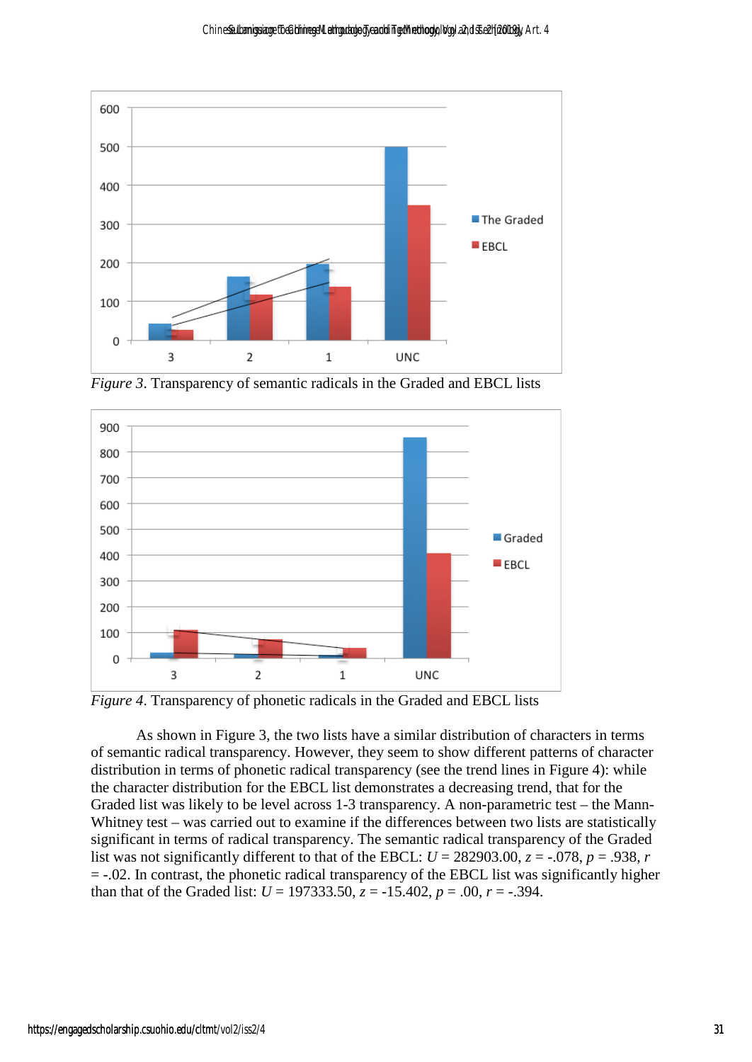*Figure 3*. Transparency of semantic radicals in the Graded and EBCL lists

*Figure 4*. Transparency of phonetic radicals in the Graded and EBCL lists

As shown in Figure 3, the two lists have a similar distribution of characters in terms of semantic radical transparency. However, they seem to show different patterns of character distribution in terms of phonetic radical transparency (see the trend lines in Figure 4): while the character distribution for the EBCL list demonstrates a decreasing trend, that for the Graded list was likely to be level across 1-3 transparency. A non-parametric test – the Mann-Whitney test – was carried out to examine if the differences between two lists are statistically significant in terms of radical transparency. The semantic radical transparency of the Graded list was not significantly different to that of the EBCL: $U = 282903.00$, $z = -.078$, $p = .938$, $r = -.02$. In contrast, the phonetic radical transparency of the EBCL list was significantly higher than that of the Graded list: $U = 197333.50$, $z = -15.402$, $p = .00$, $r = -.394$.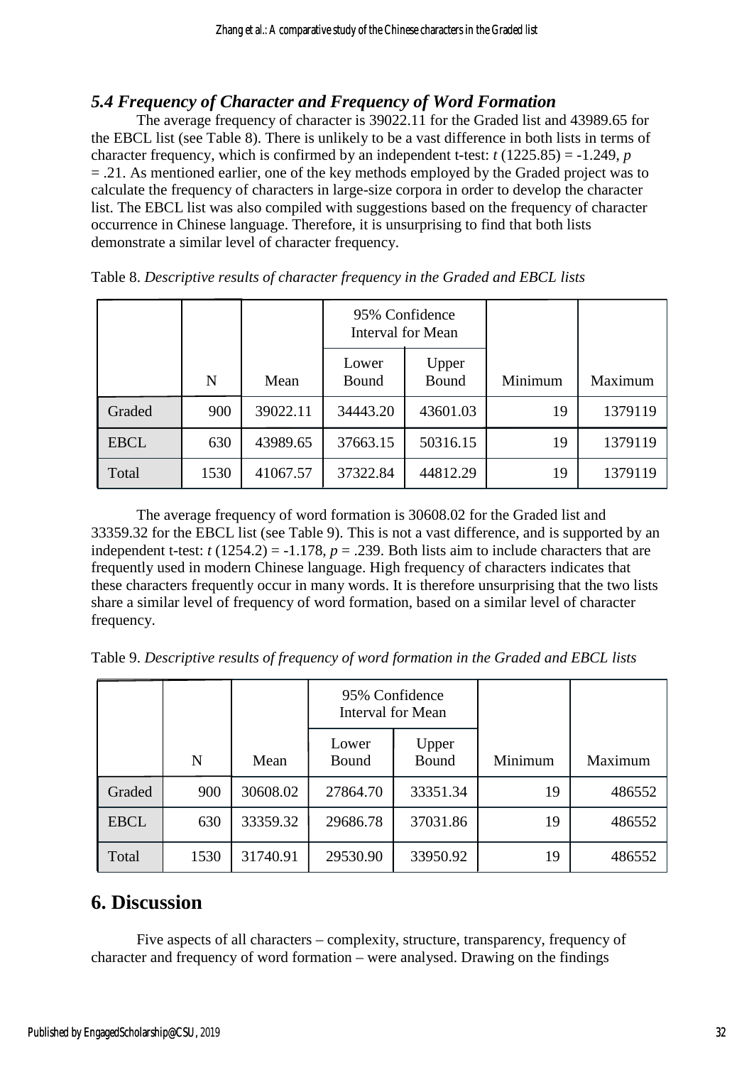### *5.4 Frequency of Character and Frequency of Word Formation*

The average frequency of character is 39022.11 for the Graded list and 43989.65 for the EBCL list (see Table 8). There is unlikely to be a vast difference in both lists in terms of character frequency, which is confirmed by an independent t-test: $t$ (1225.85) = -1.249, $p$ = .21. As mentioned earlier, one of the key methods employed by the Graded project was to calculate the frequency of characters in large-size corpora in order to develop the character list. The EBCL list was also compiled with suggestions based on the frequency of character occurrence in Chinese language. Therefore, it is unsurprising to find that both lists demonstrate a similar level of character frequency.

Table 8. *Descriptive results of character frequency in the Graded and EBCL lists*

| | | | 95% Confidence Interval for Mean | | | |
|---|---|---|---|---|---|---|
| | N | Mean | Lower Bound | Upper Bound | Minimum | Maximum |
| Graded | 900 | 39022.11 | 34443.20 | 43601.03 | 19 | 1379119 |
| EBCL | 630 | 43989.65 | 37663.15 | 50316.15 | 19 | 1379119 |
| Total | 1530 | 41067.57 | 37322.84 | 44812.29 | 19 | 1379119 |

The average frequency of word formation is 30608.02 for the Graded list and 33359.32 for the EBCL list (see Table 9). This is not a vast difference, and is supported by an independent t-test: $t$ (1254.2) = -1.178, $p$ = .239. Both lists aim to include characters that are frequently used in modern Chinese language. High frequency of characters indicates that these characters frequently occur in many words. It is therefore unsurprising that the two lists share a similar level of frequency of word formation, based on a similar level of character frequency.

Table 9. *Descriptive results of frequency of word formation in the Graded and EBCL lists*

| | | | 95% Confidence Interval for Mean | | | |
|---|---|---|---|---|---|---|
| | N | Mean | Lower Bound | Upper Bound | Minimum | Maximum |
| Graded | 900 | 30608.02 | 27864.70 | 33351.34 | 19 | 486552 |
| EBCL | 630 | 33359.32 | 29686.78 | 37031.86 | 19 | 486552 |
| Total | 1530 | 31740.91 | 29530.90 | 33950.92 | 19 | 486552 |

## 6. Discussion

Five aspects of all characters – complexity, structure, transparency, frequency of character and frequency of word formation – were analysed. Drawing on the findings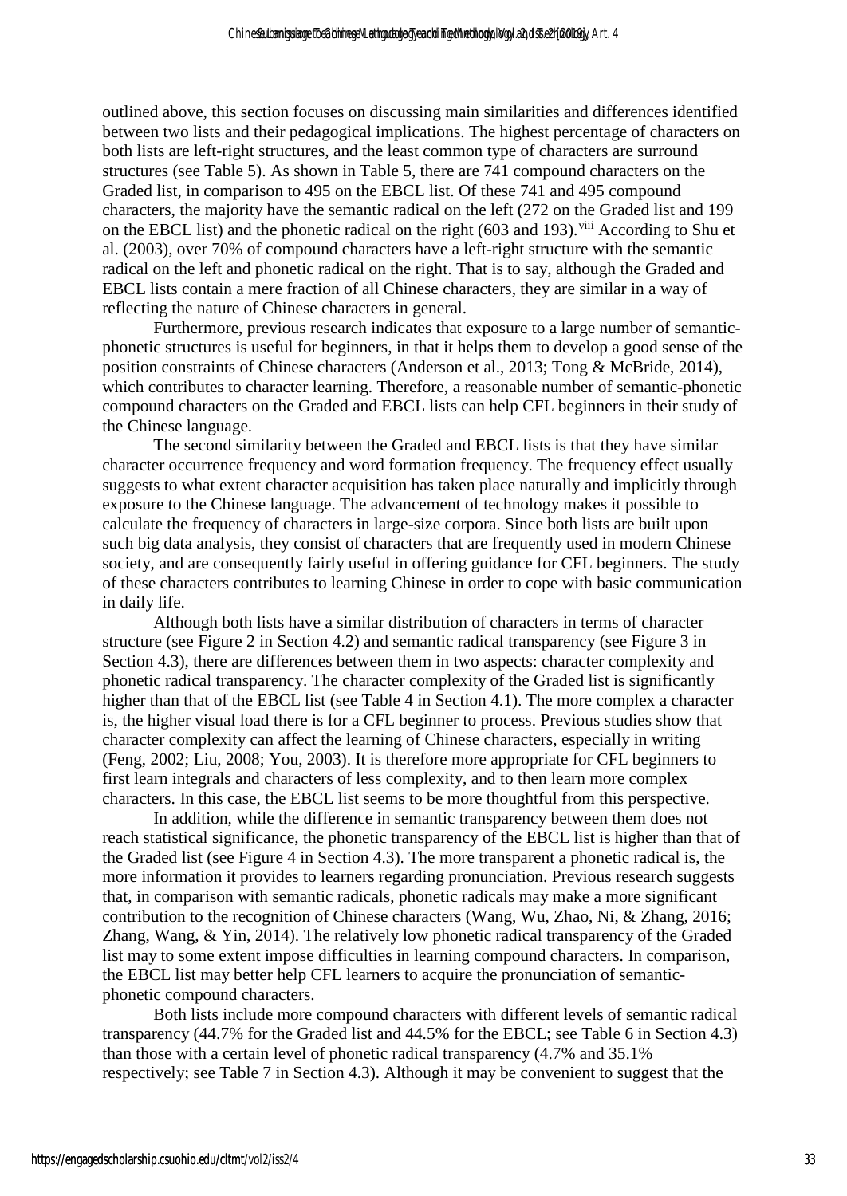outlined above, this section focuses on discussing main similarities and differences identified between two lists and their pedagogical implications. The highest percentage of characters on both lists are left-right structures, and the least common type of characters are surround structures (see Table 5). As shown in Table 5, there are 741 compound characters on the Graded list, in comparison to 495 on the EBCL list. Of these 741 and 495 compound characters, the majority have the semantic radical on the left (272 on the Graded list and 199 on the EBCL list) and the phonetic radical on the right (603 and 193).[viii] According to Shu et al. (2003), over 70% of compound characters have a left-right structure with the semantic radical on the left and phonetic radical on the right. That is to say, although the Graded and EBCL lists contain a mere fraction of all Chinese characters, they are similar in a way of reflecting the nature of Chinese characters in general.

Furthermore, previous research indicates that exposure to a large number of semantic-phonetic structures is useful for beginners, in that it helps them to develop a good sense of the position constraints of Chinese characters (Anderson et al., 2013; Tong & McBride, 2014), which contributes to character learning. Therefore, a reasonable number of semantic-phonetic compound characters on the Graded and EBCL lists can help CFL beginners in their study of the Chinese language.

The second similarity between the Graded and EBCL lists is that they have similar character occurrence frequency and word formation frequency. The frequency effect usually suggests to what extent character acquisition has taken place naturally and implicitly through exposure to the Chinese language. The advancement of technology makes it possible to calculate the frequency of characters in large-size corpora. Since both lists are built upon such big data analysis, they consist of characters that are frequently used in modern Chinese society, and are consequently fairly useful in offering guidance for CFL beginners. The study of these characters contributes to learning Chinese in order to cope with basic communication in daily life.

Although both lists have a similar distribution of characters in terms of character structure (see Figure 2 in Section 4.2) and semantic radical transparency (see Figure 3 in Section 4.3), there are differences between them in two aspects: character complexity and phonetic radical transparency. The character complexity of the Graded list is significantly higher than that of the EBCL list (see Table 4 in Section 4.1). The more complex a character is, the higher visual load there is for a CFL beginner to process. Previous studies show that character complexity can affect the learning of Chinese characters, especially in writing (Feng, 2002; Liu, 2008; You, 2003). It is therefore more appropriate for CFL beginners to first learn integrals and characters of less complexity, and to then learn more complex characters. In this case, the EBCL list seems to be more thoughtful from this perspective.

In addition, while the difference in semantic transparency between them does not reach statistical significance, the phonetic transparency of the EBCL list is higher than that of the Graded list (see Figure 4 in Section 4.3). The more transparent a phonetic radical is, the more information it provides to learners regarding pronunciation. Previous research suggests that, in comparison with semantic radicals, phonetic radicals may make a more significant contribution to the recognition of Chinese characters (Wang, Wu, Zhao, Ni, & Zhang, 2016; Zhang, Wang, & Yin, 2014). The relatively low phonetic radical transparency of the Graded list may to some extent impose difficulties in learning compound characters. In comparison, the EBCL list may better help CFL learners to acquire the pronunciation of semantic-phonetic compound characters.

Both lists include more compound characters with different levels of semantic radical transparency (44.7% for the Graded list and 44.5% for the EBCL; see Table 6 in Section 4.3) than those with a certain level of phonetic radical transparency (4.7% and 35.1% respectively; see Table 7 in Section 4.3). Although it may be convenient to suggest that the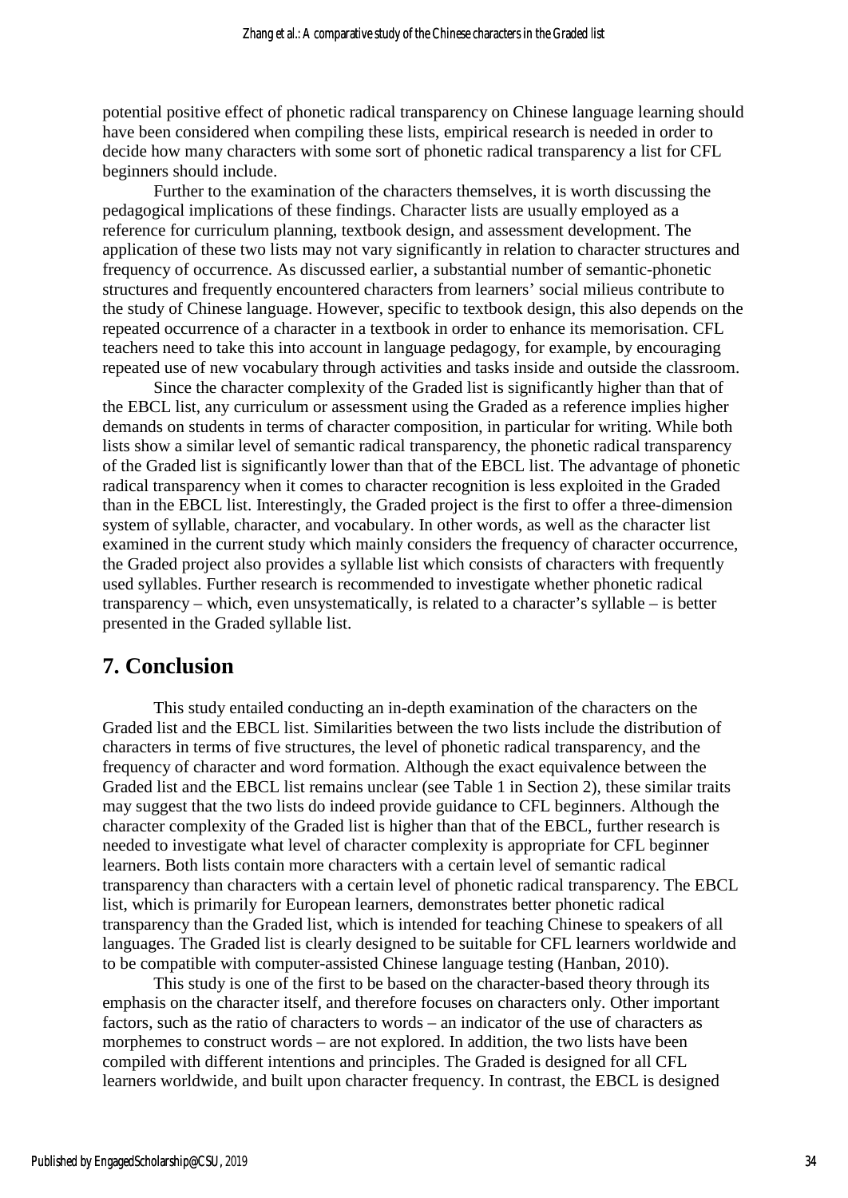potential positive effect of phonetic radical transparency on Chinese language learning should have been considered when compiling these lists, empirical research is needed in order to decide how many characters with some sort of phonetic radical transparency a list for CFL beginners should include.

Further to the examination of the characters themselves, it is worth discussing the pedagogical implications of these findings. Character lists are usually employed as a reference for curriculum planning, textbook design, and assessment development. The application of these two lists may not vary significantly in relation to character structures and frequency of occurrence. As discussed earlier, a substantial number of semantic-phonetic structures and frequently encountered characters from learners' social milieus contribute to the study of Chinese language. However, specific to textbook design, this also depends on the repeated occurrence of a character in a textbook in order to enhance its memorisation. CFL teachers need to take this into account in language pedagogy, for example, by encouraging repeated use of new vocabulary through activities and tasks inside and outside the classroom.

Since the character complexity of the Graded list is significantly higher than that of the EBCL list, any curriculum or assessment using the Graded as a reference implies higher demands on students in terms of character composition, in particular for writing. While both lists show a similar level of semantic radical transparency, the phonetic radical transparency of the Graded list is significantly lower than that of the EBCL list. The advantage of phonetic radical transparency when it comes to character recognition is less exploited in the Graded than in the EBCL list. Interestingly, the Graded project is the first to offer a three-dimension system of syllable, character, and vocabulary. In other words, as well as the character list examined in the current study which mainly considers the frequency of character occurrence, the Graded project also provides a syllable list which consists of characters with frequently used syllables. Further research is recommended to investigate whether phonetic radical transparency – which, even unsystematically, is related to a character's syllable – is better presented in the Graded syllable list.

## 7. Conclusion

This study entailed conducting an in-depth examination of the characters on the Graded list and the EBCL list. Similarities between the two lists include the distribution of characters in terms of five structures, the level of phonetic radical transparency, and the frequency of character and word formation. Although the exact equivalence between the Graded list and the EBCL list remains unclear (see Table 1 in Section 2), these similar traits may suggest that the two lists do indeed provide guidance to CFL beginners. Although the character complexity of the Graded list is higher than that of the EBCL, further research is needed to investigate what level of character complexity is appropriate for CFL beginner learners. Both lists contain more characters with a certain level of semantic radical transparency than characters with a certain level of phonetic radical transparency. The EBCL list, which is primarily for European learners, demonstrates better phonetic radical transparency than the Graded list, which is intended for teaching Chinese to speakers of all languages. The Graded list is clearly designed to be suitable for CFL learners worldwide and to be compatible with computer-assisted Chinese language testing (Hanban, 2010).

This study is one of the first to be based on the character-based theory through its emphasis on the character itself, and therefore focuses on characters only. Other important factors, such as the ratio of characters to words – an indicator of the use of characters as morphemes to construct words – are not explored. In addition, the two lists have been compiled with different intentions and principles. The Graded is designed for all CFL learners worldwide, and built upon character frequency. In contrast, the EBCL is designed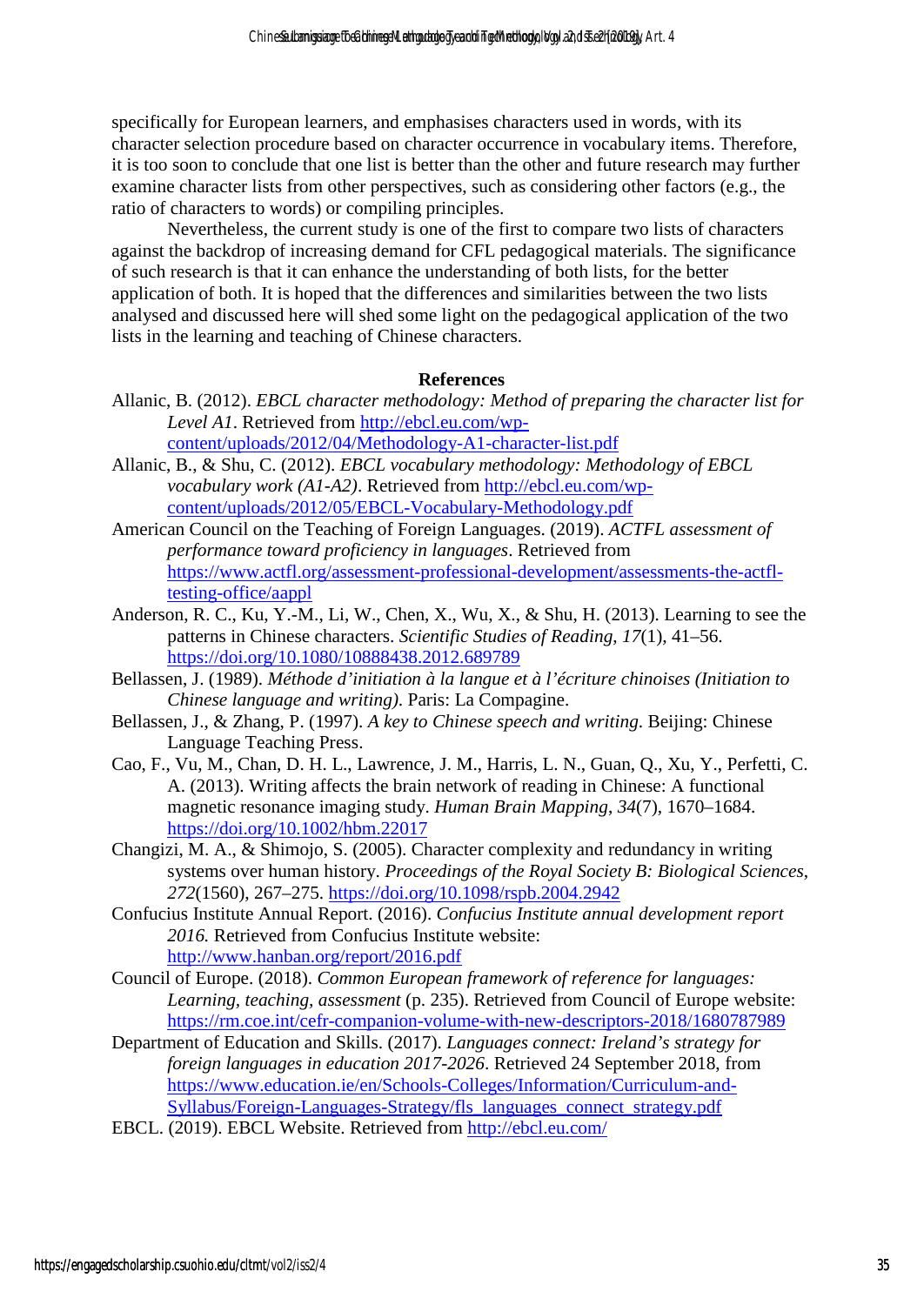specifically for European learners, and emphasises characters used in words, with its character selection procedure based on character occurrence in vocabulary items. Therefore, it is too soon to conclude that one list is better than the other and future research may further examine character lists from other perspectives, such as considering other factors (e.g., the ratio of characters to words) or compiling principles.

Nevertheless, the current study is one of the first to compare two lists of characters against the backdrop of increasing demand for CFL pedagogical materials. The significance of such research is that it can enhance the understanding of both lists, for the better application of both. It is hoped that the differences and similarities between the two lists analysed and discussed here will shed some light on the pedagogical application of the two lists in the learning and teaching of Chinese characters.

## References

Allanic, B. (2012). *EBCL character methodology: Method of preparing the character list for Level A1*. Retrieved from http://ebcl.eu.com/wp-content/uploads/2012/04/Methodology-A1-character-list.pdf

Allanic, B., & Shu, C. (2012). *EBCL vocabulary methodology: Methodology of EBCL vocabulary work (A1-A2)*. Retrieved from http://ebcl.eu.com/wp-content/uploads/2012/05/EBCL-Vocabulary-Methodology.pdf

American Council on the Teaching of Foreign Languages. (2019). *ACTFL assessment of performance toward proficiency in languages*. Retrieved from https://www.actfl.org/assessment-professional-development/assessments-the-actfl-testing-office/aappl

Anderson, R. C., Ku, Y.-M., Li, W., Chen, X., Wu, X., & Shu, H. (2013). Learning to see the patterns in Chinese characters. *Scientific Studies of Reading, 17*(1), 41–56. https://doi.org/10.1080/10888438.2012.689789

Bellassen, J. (1989). *Méthode d'initiation à la langue et à l'écriture chinoises (Initiation to Chinese language and writing)*. Paris: La Compagine.

Bellassen, J., & Zhang, P. (1997). *A key to Chinese speech and writing*. Beijing: Chinese Language Teaching Press.

Cao, F., Vu, M., Chan, D. H. L., Lawrence, J. M., Harris, L. N., Guan, Q., Xu, Y., Perfetti, C. A. (2013). Writing affects the brain network of reading in Chinese: A functional magnetic resonance imaging study. *Human Brain Mapping, 34*(7), 1670–1684. https://doi.org/10.1002/hbm.22017

Changizi, M. A., & Shimojo, S. (2005). Character complexity and redundancy in writing systems over human history. *Proceedings of the Royal Society B: Biological Sciences, 272*(1560), 267–275. https://doi.org/10.1098/rspb.2004.2942

Confucius Institute Annual Report. (2016). *Confucius Institute annual development report 2016.* Retrieved from Confucius Institute website: http://www.hanban.org/report/2016.pdf

Council of Europe. (2018). *Common European framework of reference for languages: Learning, teaching, assessment* (p. 235). Retrieved from Council of Europe website: https://rm.coe.int/cefr-companion-volume-with-new-descriptors-2018/1680787989

Department of Education and Skills. (2017). *Languages connect: Ireland's strategy for foreign languages in education 2017-2026*. Retrieved 24 September 2018, from https://www.education.ie/en/Schools-Colleges/Information/Curriculum-and-Syllabus/Foreign-Languages-Strategy/fls_languages_connect_strategy.pdf

EBCL. (2019). EBCL Website. Retrieved from http://ebcl.eu.com/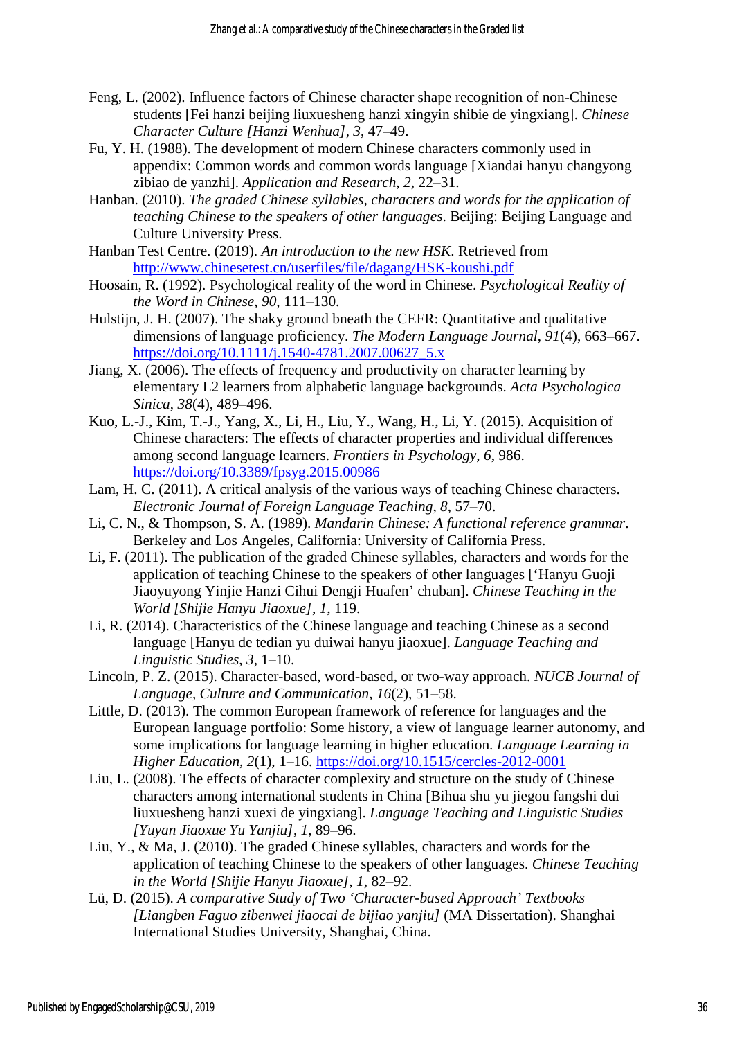Feng, L. (2002). Influence factors of Chinese character shape recognition of non-Chinese students [Fei hanzi beijing liuxuesheng hanzi xingyin shibie de yingxiang]. *Chinese Character Culture [Hanzi Wenhua]*, *3*, 47–49.

Fu, Y. H. (1988). The development of modern Chinese characters commonly used in appendix: Common words and common words language [Xiandai hanyu changyong zibiao de yanzhi]. *Application and Research*, *2*, 22–31.

Hanban. (2010). *The graded Chinese syllables, characters and words for the application of teaching Chinese to the speakers of other languages*. Beijing: Beijing Language and Culture University Press.

Hanban Test Centre. (2019). *An introduction to the new HSK*. Retrieved from http://www.chinesetest.cn/userfiles/file/dagang/HSK-koushi.pdf

Hoosain, R. (1992). Psychological reality of the word in Chinese. *Psychological Reality of the Word in Chinese*, *90*, 111–130.

Hulstijn, J. H. (2007). The shaky ground bneath the CEFR: Quantitative and qualitative dimensions of language proficiency. *The Modern Language Journal*, *91*(4), 663–667. https://doi.org/10.1111/j.1540-4781.2007.00627_5.x

Jiang, X. (2006). The effects of frequency and productivity on character learning by elementary L2 learners from alphabetic language backgrounds. *Acta Psychologica Sinica*, *38*(4), 489–496.

Kuo, L.-J., Kim, T.-J., Yang, X., Li, H., Liu, Y., Wang, H., Li, Y. (2015). Acquisition of Chinese characters: The effects of character properties and individual differences among second language learners. *Frontiers in Psychology*, *6*, 986. https://doi.org/10.3389/fpsyg.2015.00986

Lam, H. C. (2011). A critical analysis of the various ways of teaching Chinese characters. *Electronic Journal of Foreign Language Teaching*, *8*, 57–70.

Li, C. N., & Thompson, S. A. (1989). *Mandarin Chinese: A functional reference grammar*. Berkeley and Los Angeles, California: University of California Press.

Li, F. (2011). The publication of the graded Chinese syllables, characters and words for the application of teaching Chinese to the speakers of other languages ['Hanyu Guoji Jiaoyuyong Yinjie Hanzi Cihui Dengji Huafen' chuban]. *Chinese Teaching in the World [Shijie Hanyu Jiaoxue]*, *1*, 119.

Li, R. (2014). Characteristics of the Chinese language and teaching Chinese as a second language [Hanyu de tedian yu duiwai hanyu jiaoxue]. *Language Teaching and Linguistic Studies*, *3*, 1–10.

Lincoln, P. Z. (2015). Character-based, word-based, or two-way approach. *NUCB Journal of Language, Culture and Communication*, *16*(2), 51–58.

Little, D. (2013). The common European framework of reference for languages and the European language portfolio: Some history, a view of language learner autonomy, and some implications for language learning in higher education. *Language Learning in Higher Education*, *2*(1), 1–16. https://doi.org/10.1515/cercles-2012-0001

Liu, L. (2008). The effects of character complexity and structure on the study of Chinese characters among international students in China [Bihua shu yu jiegou fangshi dui liuxuesheng hanzi xuexi de yingxiang]. *Language Teaching and Linguistic Studies [Yuyan Jiaoxue Yu Yanjiu]*, *1*, 89–96.

Liu, Y., & Ma, J. (2010). The graded Chinese syllables, characters and words for the application of teaching Chinese to the speakers of other languages. *Chinese Teaching in the World [Shijie Hanyu Jiaoxue]*, *1*, 82–92.

Lü, D. (2015). *A comparative Study of Two 'Character-based Approach' Textbooks [Liangben Faguo zibenwei jiaocai de bijiao yanjiu]* (MA Dissertation). Shanghai International Studies University, Shanghai, China.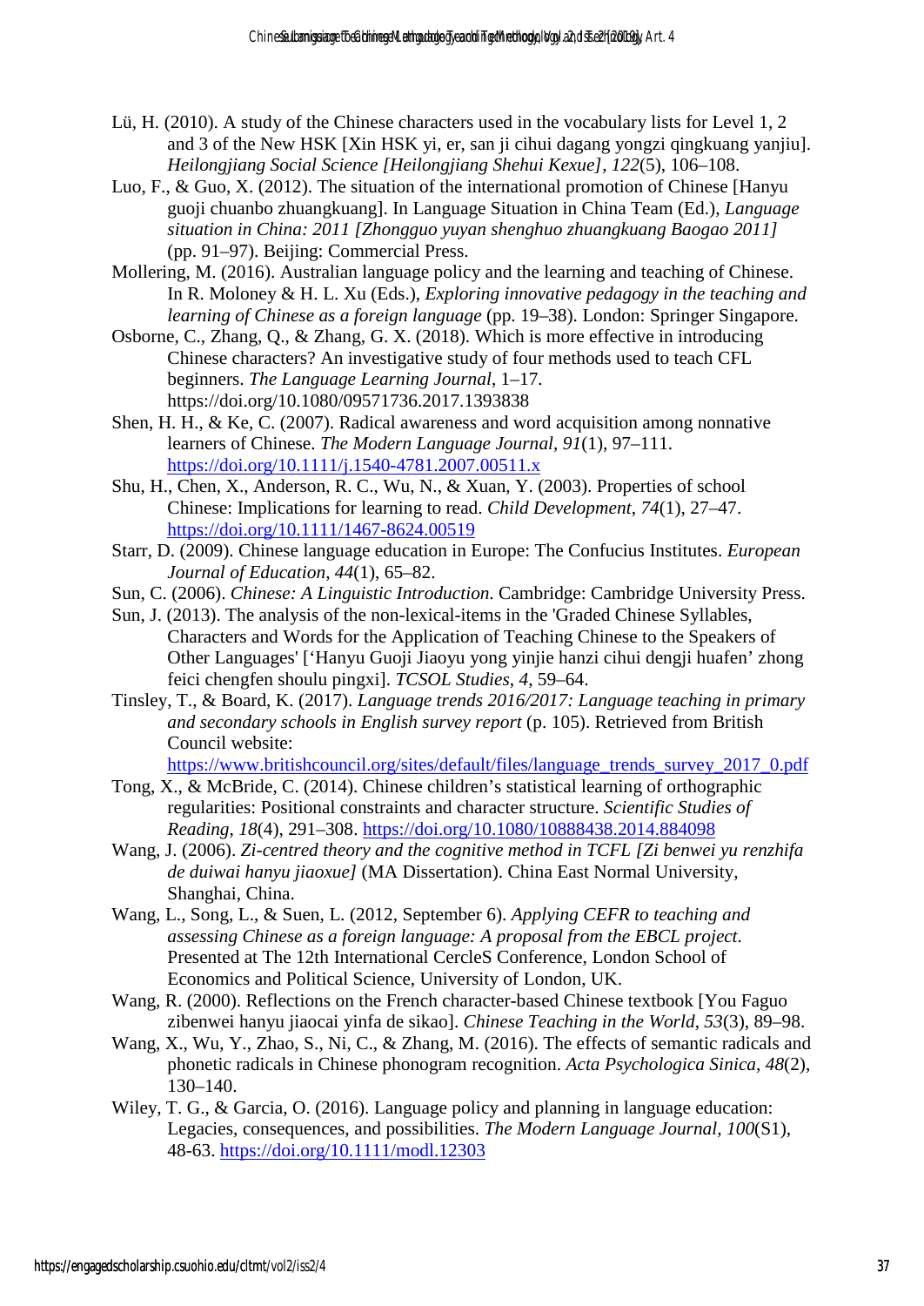Lü, H. (2010). A study of the Chinese characters used in the vocabulary lists for Level 1, 2 and 3 of the New HSK [Xin HSK yi, er, san ji cihui dagang yongzi qingkuang yanjiu]. *Heilongjiang Social Science [Heilongjiang Shehui Kexue]*, *122*(5), 106–108.

Luo, F., & Guo, X. (2012). The situation of the international promotion of Chinese [Hanyu guoji chuanbo zhuangkuang]. In Language Situation in China Team (Ed.), *Language situation in China: 2011 [Zhongguo yuyan shenghuo zhuangkuang Baogao 2011]* (pp. 91–97). Beijing: Commercial Press.

Mollering, M. (2016). Australian language policy and the learning and teaching of Chinese. In R. Moloney & H. L. Xu (Eds.), *Exploring innovative pedagogy in the teaching and learning of Chinese as a foreign language* (pp. 19–38). London: Springer Singapore.

Osborne, C., Zhang, Q., & Zhang, G. X. (2018). Which is more effective in introducing Chinese characters? An investigative study of four methods used to teach CFL beginners. *The Language Learning Journal*, 1–17. https://doi.org/10.1080/09571736.2017.1393838

Shen, H. H., & Ke, C. (2007). Radical awareness and word acquisition among nonnative learners of Chinese. *The Modern Language Journal*, *91*(1), 97–111. https://doi.org/10.1111/j.1540-4781.2007.00511.x

Shu, H., Chen, X., Anderson, R. C., Wu, N., & Xuan, Y. (2003). Properties of school Chinese: Implications for learning to read. *Child Development*, *74*(1), 27–47. https://doi.org/10.1111/1467-8624.00519

Starr, D. (2009). Chinese language education in Europe: The Confucius Institutes. *European Journal of Education*, *44*(1), 65–82.

Sun, C. (2006). *Chinese: A Linguistic Introduction*. Cambridge: Cambridge University Press.

Sun, J. (2013). The analysis of the non-lexical-items in the 'Graded Chinese Syllables, Characters and Words for the Application of Teaching Chinese to the Speakers of Other Languages' ['Hanyu Guoji Jiaoyu yong yinjie hanzi cihui dengji huafen' zhong feici chengfen shoulu pingxi]. *TCSOL Studies*, *4*, 59–64.

Tinsley, T., & Board, K. (2017). *Language trends 2016/2017: Language teaching in primary and secondary schools in English survey report* (p. 105). Retrieved from British Council website: https://www.britishcouncil.org/sites/default/files/language_trends_survey_2017_0.pdf

Tong, X., & McBride, C. (2014). Chinese children's statistical learning of orthographic regularities: Positional constraints and character structure. *Scientific Studies of Reading*, *18*(4), 291–308. https://doi.org/10.1080/10888438.2014.884098

Wang, J. (2006). *Zi-centred theory and the cognitive method in TCFL [Zi benwei yu renzhifa de duiwai hanyu jiaoxue]* (MA Dissertation). China East Normal University, Shanghai, China.

Wang, L., Song, L., & Suen, L. (2012, September 6). *Applying CEFR to teaching and assessing Chinese as a foreign language: A proposal from the EBCL project*. Presented at The 12th International CercleS Conference, London School of Economics and Political Science, University of London, UK.

Wang, R. (2000). Reflections on the French character-based Chinese textbook [You Faguo zibenwei hanyu jiaocai yinfa de sikao]. *Chinese Teaching in the World*, *53*(3), 89–98.

Wang, X., Wu, Y., Zhao, S., Ni, C., & Zhang, M. (2016). The effects of semantic radicals and phonetic radicals in Chinese phonogram recognition. *Acta Psychologica Sinica*, *48*(2), 130–140.

Wiley, T. G., & Garcia, O. (2016). Language policy and planning in language education: Legacies, consequences, and possibilities. *The Modern Language Journal*, *100*(S1), 48-63. https://doi.org/10.1111/modl.12303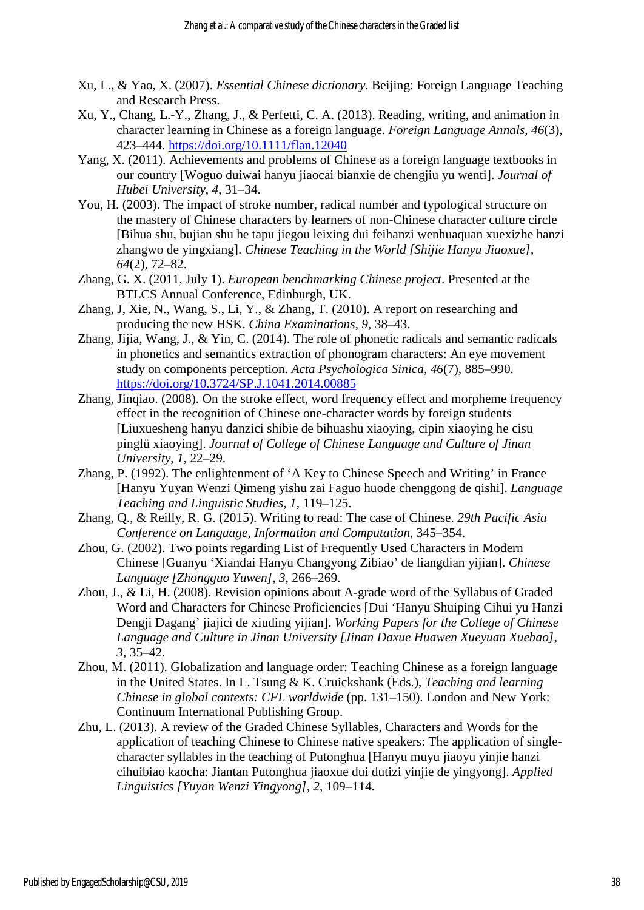Xu, L., & Yao, X. (2007). *Essential Chinese dictionary*. Beijing: Foreign Language Teaching and Research Press.

Xu, Y., Chang, L.-Y., Zhang, J., & Perfetti, C. A. (2013). Reading, writing, and animation in character learning in Chinese as a foreign language. *Foreign Language Annals*, *46*(3), 423–444. https://doi.org/10.1111/flan.12040

Yang, X. (2011). Achievements and problems of Chinese as a foreign language textbooks in our country [Woguo duiwai hanyu jiaocai bianxie de chengjiu yu wenti]. *Journal of Hubei University*, *4*, 31–34.

You, H. (2003). The impact of stroke number, radical number and typological structure on the mastery of Chinese characters by learners of non-Chinese character culture circle [Bihua shu, bujian shu he tapu jiegou leixing dui feihanzi wenhuaquan xuexizhe hanzi zhangwo de yingxiang]. *Chinese Teaching in the World [Shijie Hanyu Jiaoxue]*, *64*(2), 72–82.

Zhang, G. X. (2011, July 1). *European benchmarking Chinese project*. Presented at the BTLCS Annual Conference, Edinburgh, UK.

Zhang, J, Xie, N., Wang, S., Li, Y., & Zhang, T. (2010). A report on researching and producing the new HSK. *China Examinations*, *9*, 38–43.

Zhang, Jijia, Wang, J., & Yin, C. (2014). The role of phonetic radicals and semantic radicals in phonetics and semantics extraction of phonogram characters: An eye movement study on components perception. *Acta Psychologica Sinica*, *46*(7), 885–990. https://doi.org/10.3724/SP.J.1041.2014.00885

Zhang, Jinqiao. (2008). On the stroke effect, word frequency effect and morpheme frequency effect in the recognition of Chinese one-character words by foreign students [Liuxuesheng hanyu danzici shibie de bihuashu xiaoying, cipin xiaoying he cisu pinglü xiaoying]. *Journal of College of Chinese Language and Culture of Jinan University*, *1*, 22–29.

Zhang, P. (1992). The enlightenment of 'A Key to Chinese Speech and Writing' in France [Hanyu Yuyan Wenzi Qimeng yishu zai Faguo huode chenggong de qishi]. *Language Teaching and Linguistic Studies*, *1*, 119–125.

Zhang, Q., & Reilly, R. G. (2015). Writing to read: The case of Chinese. *29th Pacific Asia Conference on Language, Information and Computation*, 345–354.

Zhou, G. (2002). Two points regarding List of Frequently Used Characters in Modern Chinese [Guanyu 'Xiandai Hanyu Changyong Zibiao' de liangdian yijian]. *Chinese Language [Zhongguo Yuwen]*, *3*, 266–269.

Zhou, J., & Li, H. (2008). Revision opinions about A-grade word of the Syllabus of Graded Word and Characters for Chinese Proficiencies [Dui 'Hanyu Shuiping Cihui yu Hanzi Dengji Dagang' jiajici de xiuding yijian]. *Working Papers for the College of Chinese Language and Culture in Jinan University [Jinan Daxue Huawen Xueyuan Xuebao]*, *3*, 35–42.

Zhou, M. (2011). Globalization and language order: Teaching Chinese as a foreign language in the United States. In L. Tsung & K. Cruickshank (Eds.), *Teaching and learning Chinese in global contexts: CFL worldwide* (pp. 131–150). London and New York: Continuum International Publishing Group.

Zhu, L. (2013). A review of the Graded Chinese Syllables, Characters and Words for the application of teaching Chinese to Chinese native speakers: The application of single-character syllables in the teaching of Putonghua [Hanyu muyu jiaoyu yinjie hanzi cihuibiao kaocha: Jiantan Putonghua jiaoxue dui dutizi yinjie de yingyong]. *Applied Linguistics [Yuyan Wenzi Yingyong]*, *2*, 109–114.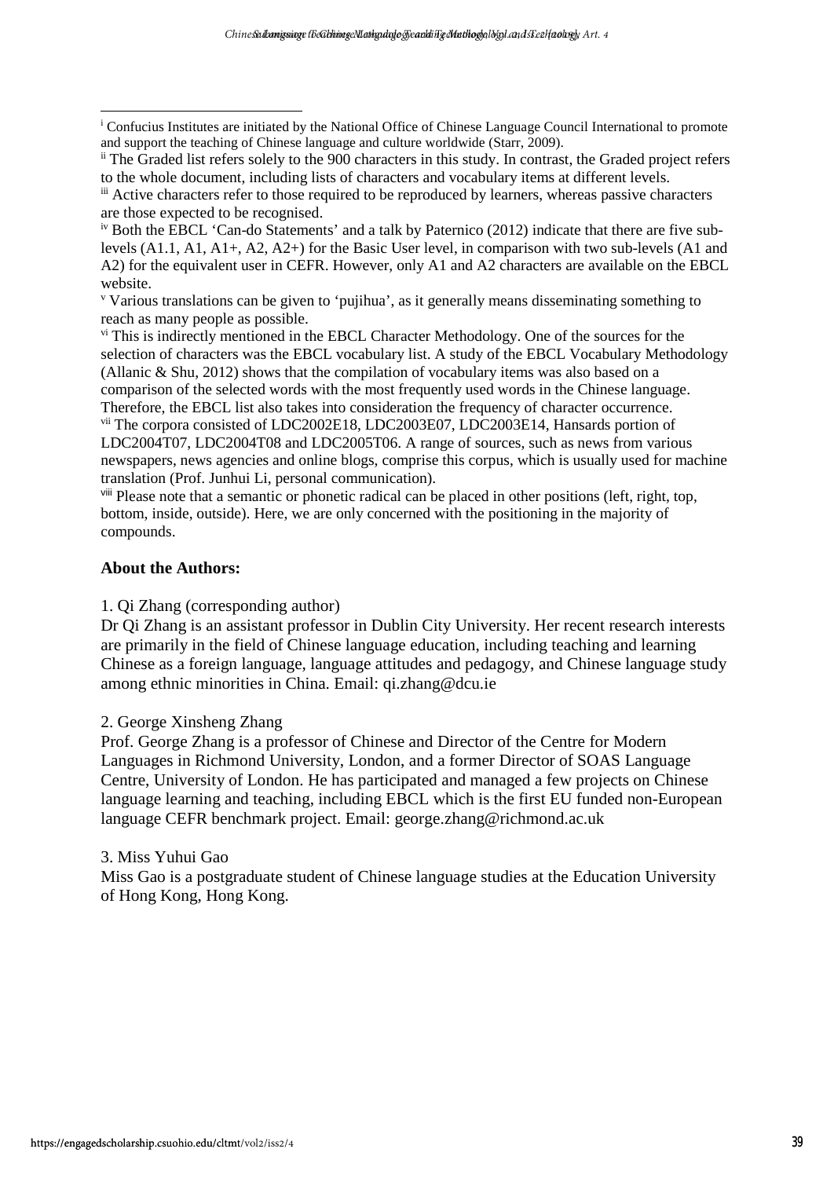[i] Confucius Institutes are initiated by the National Office of Chinese Language Council International to promote and support the teaching of Chinese language and culture worldwide (Starr, 2009).

[ii] The Graded list refers solely to the 900 characters in this study. In contrast, the Graded project refers to the whole document, including lists of characters and vocabulary items at different levels.

[iii] Active characters refer to those required to be reproduced by learners, whereas passive characters are those expected to be recognised.

[iv] Both the EBCL 'Can-do Statements' and a talk by Paternico (2012) indicate that there are five sub-levels (A1.1, A1, A1+, A2, A2+) for the Basic User level, in comparison with two sub-levels (A1 and A2) for the equivalent user in CEFR. However, only A1 and A2 characters are available on the EBCL website.

[v] Various translations can be given to 'pujihua', as it generally means disseminating something to reach as many people as possible.

[vi] This is indirectly mentioned in the EBCL Character Methodology. One of the sources for the selection of characters was the EBCL vocabulary list. A study of the EBCL Vocabulary Methodology (Allanic & Shu, 2012) shows that the compilation of vocabulary items was also based on a comparison of the selected words with the most frequently used words in the Chinese language. Therefore, the EBCL list also takes into consideration the frequency of character occurrence.

[vii] The corpora consisted of LDC2002E18, LDC2003E07, LDC2003E14, Hansards portion of LDC2004T07, LDC2004T08 and LDC2005T06. A range of sources, such as news from various newspapers, news agencies and online blogs, comprise this corpus, which is usually used for machine translation (Prof. Junhui Li, personal communication).

[viii] Please note that a semantic or phonetic radical can be placed in other positions (left, right, top, bottom, inside, outside). Here, we are only concerned with the positioning in the majority of compounds.

**About the Authors:**

1. Qi Zhang (corresponding author)

Dr Qi Zhang is an assistant professor in Dublin City University. Her recent research interests are primarily in the field of Chinese language education, including teaching and learning Chinese as a foreign language, language attitudes and pedagogy, and Chinese language study among ethnic minorities in China. Email: qi.zhang@dcu.ie

2. George Xinsheng Zhang

Prof. George Zhang is a professor of Chinese and Director of the Centre for Modern Languages in Richmond University, London, and a former Director of SOAS Language Centre, University of London. He has participated and managed a few projects on Chinese language learning and teaching, including EBCL which is the first EU funded non-European language CEFR benchmark project. Email: george.zhang@richmond.ac.uk

3. Miss Yuhui Gao

Miss Gao is a postgraduate student of Chinese language studies at the Education University of Hong Kong, Hong Kong.